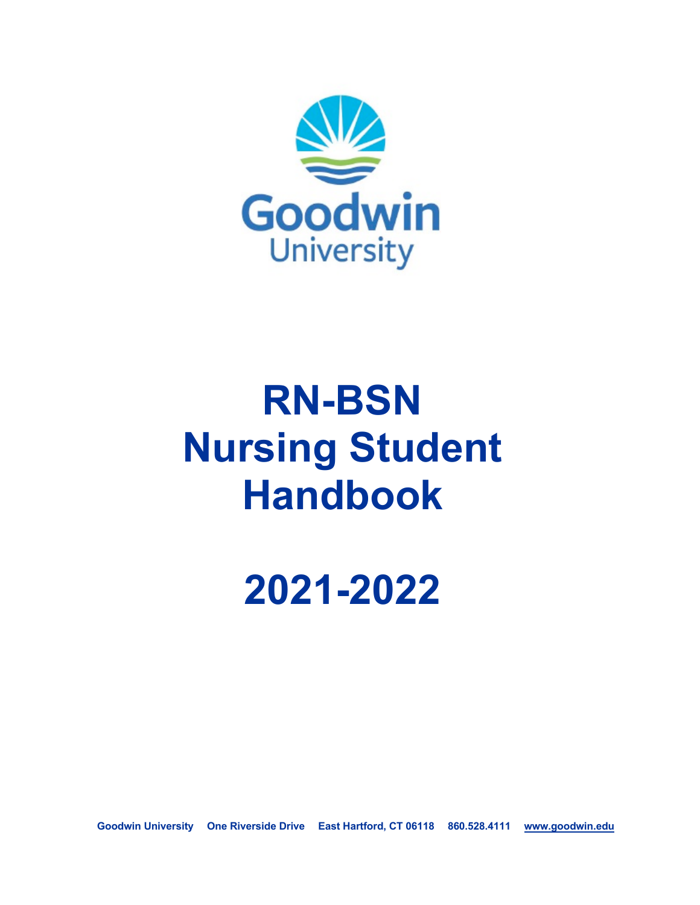Goodwin University

# RN-BSN Nursing Student Handbook

# 2021-2022

**Goodwin University One Riverside Drive East Hartford, CT 06118 860.528.4111 www.goodwin.edu**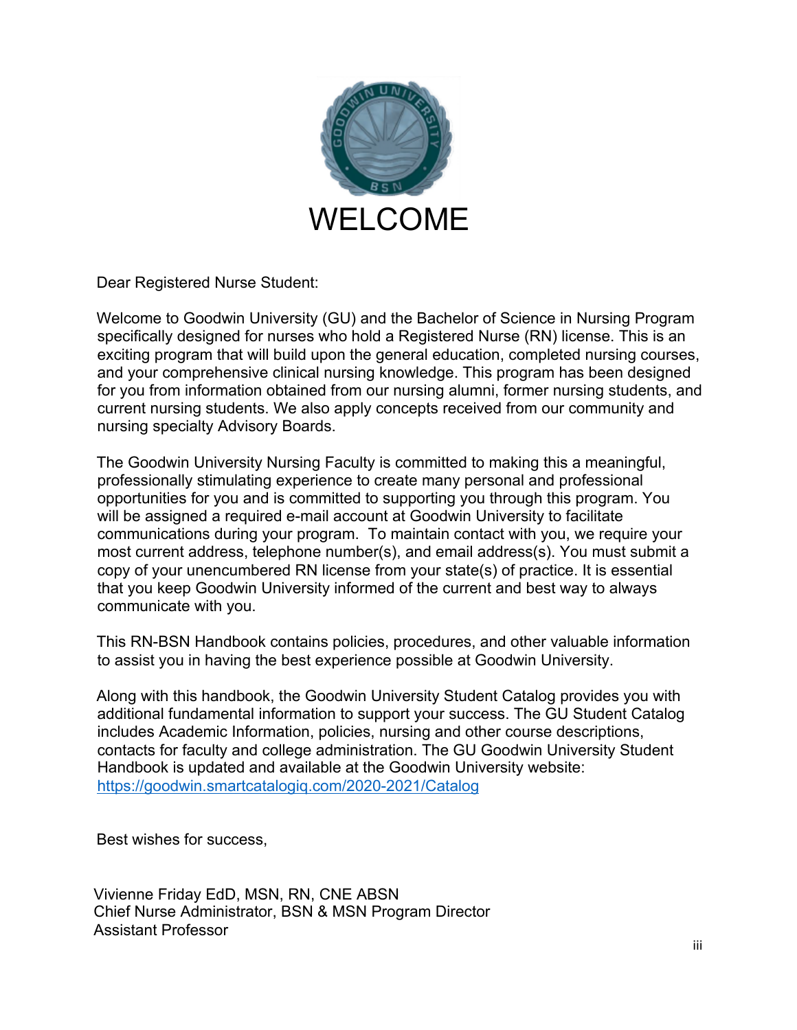# WELCOME

Dear Registered Nurse Student:

Welcome to Goodwin University (GU) and the Bachelor of Science in Nursing Program specifically designed for nurses who hold a Registered Nurse (RN) license. This is an exciting program that will build upon the general education, completed nursing courses, and your comprehensive clinical nursing knowledge. This program has been designed for you from information obtained from our nursing alumni, former nursing students, and current nursing students. We also apply concepts received from our community and nursing specialty Advisory Boards.

The Goodwin University Nursing Faculty is committed to making this a meaningful, professionally stimulating experience to create many personal and professional opportunities for you and is committed to supporting you through this program. You will be assigned a required e-mail account at Goodwin University to facilitate communications during your program. To maintain contact with you, we require your most current address, telephone number(s), and email address(s). You must submit a copy of your unencumbered RN license from your state(s) of practice. It is essential that you keep Goodwin University informed of the current and best way to always communicate with you.

This RN-BSN Handbook contains policies, procedures, and other valuable information to assist you in having the best experience possible at Goodwin University.

Along with this handbook, the Goodwin University Student Catalog provides you with additional fundamental information to support your success. The GU Student Catalog includes Academic Information, policies, nursing and other course descriptions, contacts for faculty and college administration. The GU Goodwin University Student Handbook is updated and available at the Goodwin University website: https://goodwin.smartcatalogiq.com/2020-2021/Catalog

Best wishes for success,

Vivienne Friday EdD, MSN, RN, CNE ABSN
Chief Nurse Administrator, BSN & MSN Program Director
Assistant Professor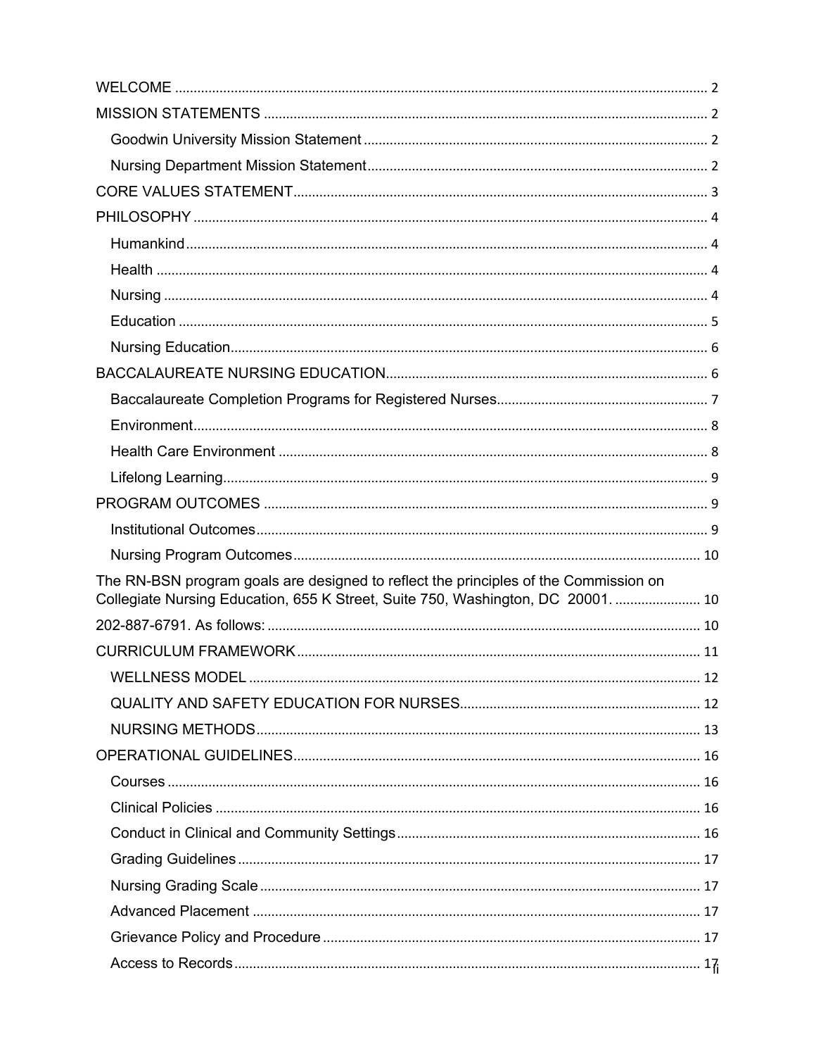WELCOME ............................................................................................................................... 2

MISSION STATEMENTS ....................................................................................................... 2

- Goodwin University Mission Statement ........................................................................... 2
- Nursing Department Mission Statement .......................................................................... 2

CORE VALUES STATEMENT ............................................................................................... 3

PHILOSOPHY .......................................................................................................................... 4

- Humankind ........................................................................................................................... 4
- Health ................................................................................................................................... 4
- Nursing ................................................................................................................................. 4
- Education ............................................................................................................................. 5
- Nursing Education ............................................................................................................... 6

BACCALAUREATE NURSING EDUCATION ...................................................................... 6

- Baccalaureate Completion Programs for Registered Nurses ........................................ 7
- Environment ......................................................................................................................... 8
- Health Care Environment .................................................................................................. 8
- Lifelong Learning ................................................................................................................. 9

PROGRAM OUTCOMES ....................................................................................................... 9

- Institutional Outcomes ........................................................................................................ 9
- Nursing Program Outcomes ............................................................................................ 10

The RN-BSN program goals are designed to reflect the principles of the Commission on Collegiate Nursing Education, 655 K Street, Suite 750, Washington, DC 20001. ....................... 10

202-887-6791. As follows: .................................................................................................... 10

CURRICULUM FRAMEWORK ............................................................................................ 11

- WELLNESS MODEL ......................................................................................................... 12
- QUALITY AND SAFETY EDUCATION FOR NURSES ................................................ 12
- NURSING METHODS ....................................................................................................... 13

OPERATIONAL GUIDELINES ............................................................................................. 16

- Courses ............................................................................................................................... 16
- Clinical Policies .................................................................................................................. 16
- Conduct in Clinical and Community Settings ................................................................. 16
- Grading Guidelines ............................................................................................................ 17
- Nursing Grading Scale ...................................................................................................... 17
- Advanced Placement ......................................................................................................... 17
- Grievance Policy and Procedure ..................................................................................... 17
- Access to Records ............................................................................................................. 17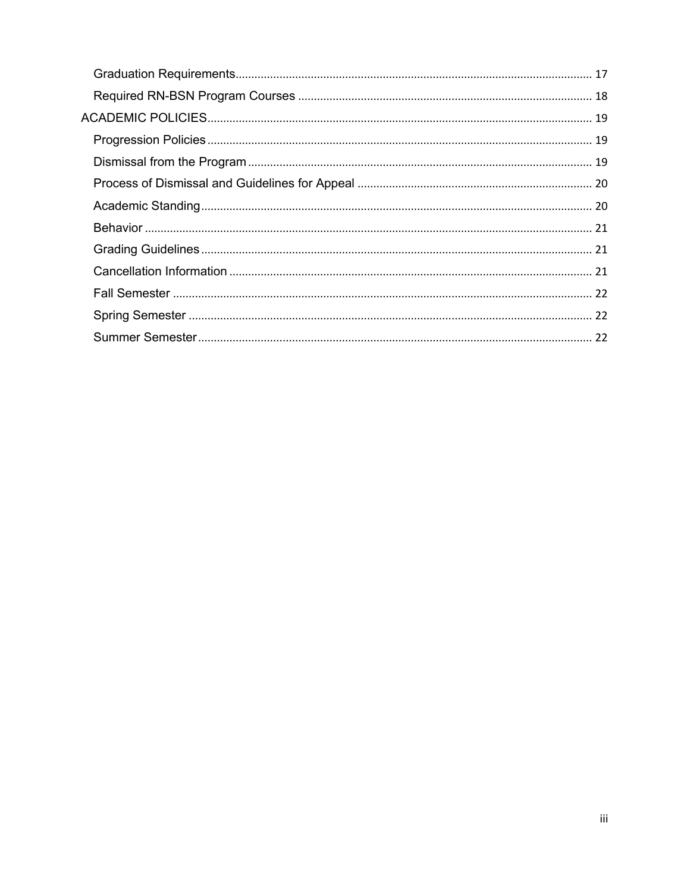Graduation Requirements ........................................................ 17
Required RN-BSN Program Courses ........................................ 18
ACADEMIC POLICIES ................................................................ 19
Progression Policies .................................................................. 19
Dismissal from the Program ...................................................... 19
Process of Dismissal and Guidelines for Appeal ........................ 20
Academic Standing .................................................................... 20
Behavior .................................................................................... 21
Grading Guidelines .................................................................... 21
Cancellation Information ............................................................ 21
Fall Semester ............................................................................. 22
Spring Semester ........................................................................ 22
Summer Semester ..................................................................... 22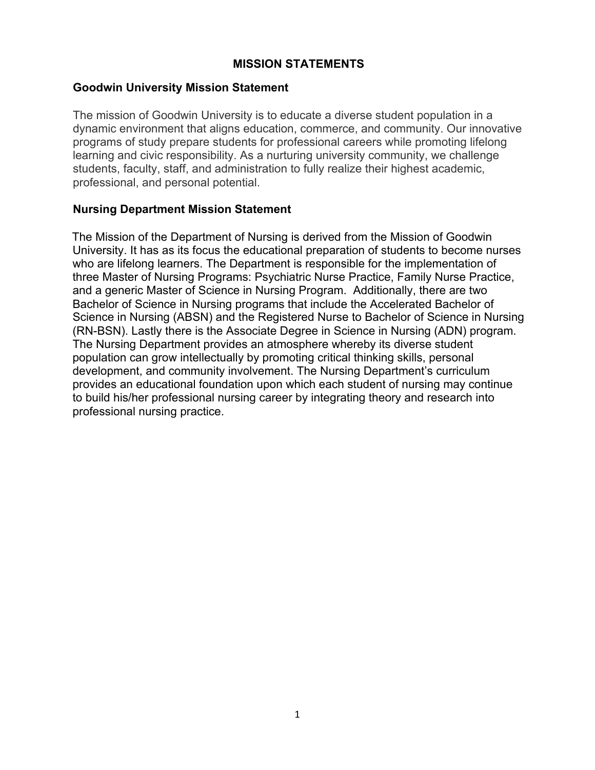# MISSION STATEMENTS

## Goodwin University Mission Statement

The mission of Goodwin University is to educate a diverse student population in a dynamic environment that aligns education, commerce, and community. Our innovative programs of study prepare students for professional careers while promoting lifelong learning and civic responsibility. As a nurturing university community, we challenge students, faculty, staff, and administration to fully realize their highest academic, professional, and personal potential.

## Nursing Department Mission Statement

The Mission of the Department of Nursing is derived from the Mission of Goodwin University. It has as its focus the educational preparation of students to become nurses who are lifelong learners. The Department is responsible for the implementation of three Master of Nursing Programs: Psychiatric Nurse Practice, Family Nurse Practice, and a generic Master of Science in Nursing Program. Additionally, there are two Bachelor of Science in Nursing programs that include the Accelerated Bachelor of Science in Nursing (ABSN) and the Registered Nurse to Bachelor of Science in Nursing (RN-BSN). Lastly there is the Associate Degree in Science in Nursing (ADN) program. The Nursing Department provides an atmosphere whereby its diverse student population can grow intellectually by promoting critical thinking skills, personal development, and community involvement. The Nursing Department's curriculum provides an educational foundation upon which each student of nursing may continue to build his/her professional nursing career by integrating theory and research into professional nursing practice.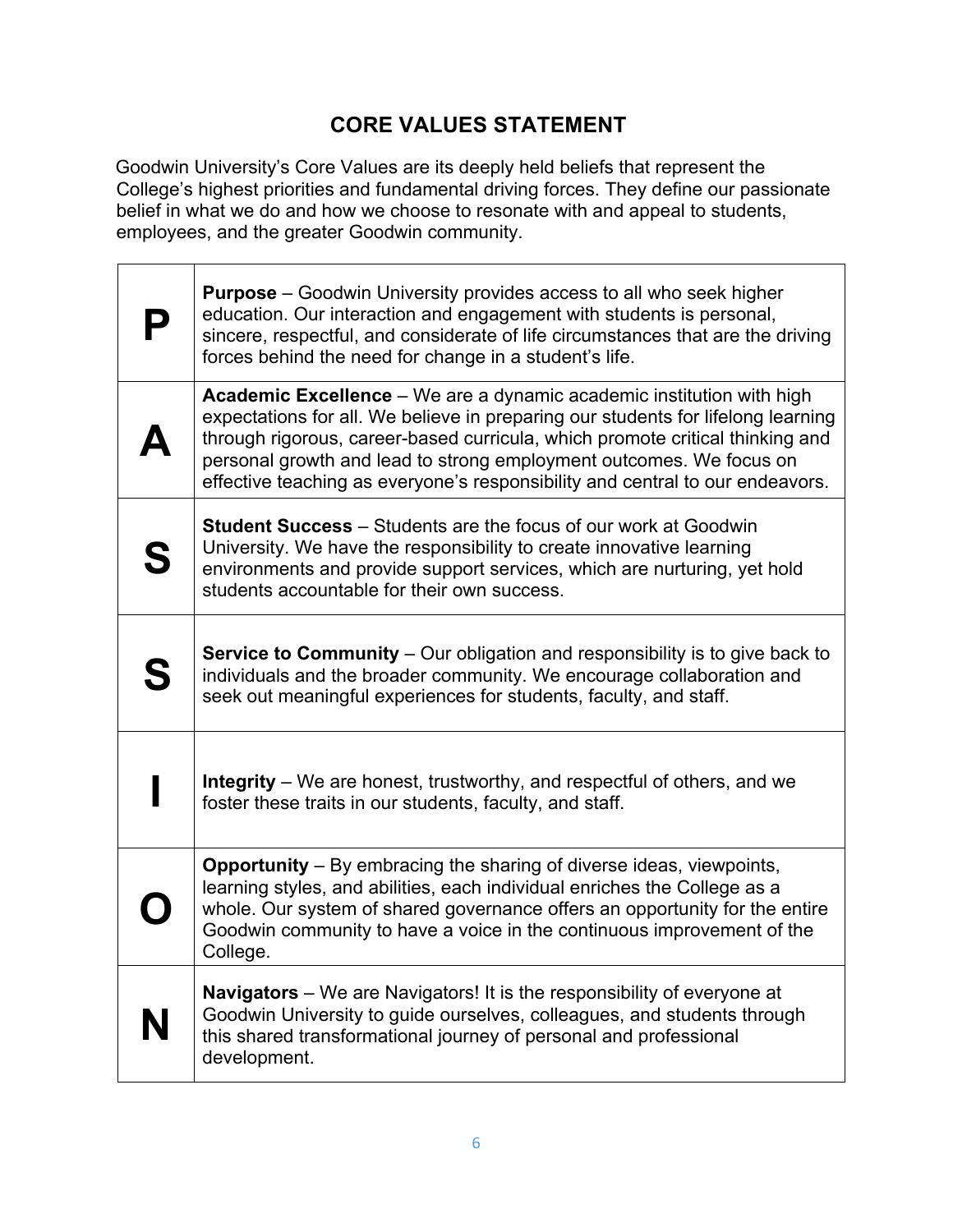## CORE VALUES STATEMENT

Goodwin University's Core Values are its deeply held beliefs that represent the College's highest priorities and fundamental driving forces. They define our passionate belief in what we do and how we choose to resonate with and appeal to students, employees, and the greater Goodwin community.

| | |
|---|---|
| **P** | **Purpose** – Goodwin University provides access to all who seek higher education. Our interaction and engagement with students is personal, sincere, respectful, and considerate of life circumstances that are the driving forces behind the need for change in a student's life. |
| **A** | **Academic Excellence** – We are a dynamic academic institution with high expectations for all. We believe in preparing our students for lifelong learning through rigorous, career-based curricula, which promote critical thinking and personal growth and lead to strong employment outcomes. We focus on effective teaching as everyone's responsibility and central to our endeavors. |
| **S** | **Student Success** – Students are the focus of our work at Goodwin University. We have the responsibility to create innovative learning environments and provide support services, which are nurturing, yet hold students accountable for their own success. |
| **S** | **Service to Community** – Our obligation and responsibility is to give back to individuals and the broader community. We encourage collaboration and seek out meaningful experiences for students, faculty, and staff. |
| **I** | **Integrity** – We are honest, trustworthy, and respectful of others, and we foster these traits in our students, faculty, and staff. |
| **O** | **Opportunity** – By embracing the sharing of diverse ideas, viewpoints, learning styles, and abilities, each individual enriches the College as a whole. Our system of shared governance offers an opportunity for the entire Goodwin community to have a voice in the continuous improvement of the College. |
| **N** | **Navigators** – We are Navigators! It is the responsibility of everyone at Goodwin University to guide ourselves, colleagues, and students through this shared transformational journey of personal and professional development. |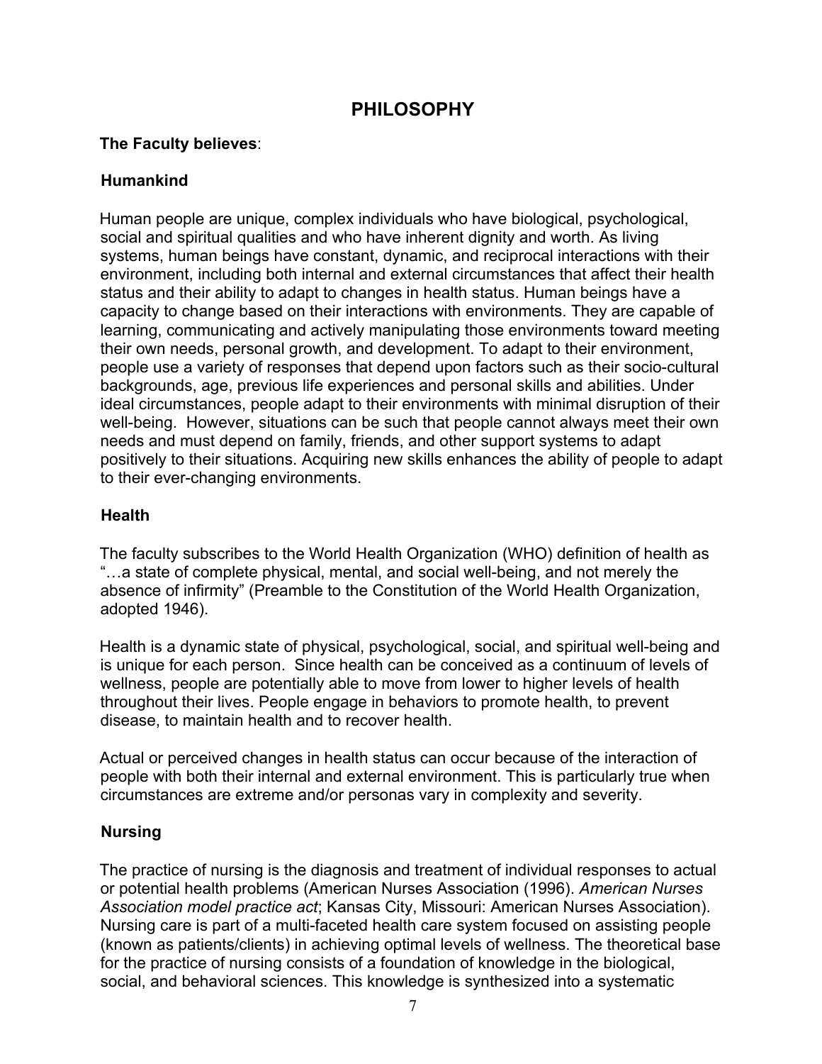# PHILOSOPHY

**The Faculty believes**:

## Humankind

Human people are unique, complex individuals who have biological, psychological, social and spiritual qualities and who have inherent dignity and worth. As living systems, human beings have constant, dynamic, and reciprocal interactions with their environment, including both internal and external circumstances that affect their health status and their ability to adapt to changes in health status. Human beings have a capacity to change based on their interactions with environments. They are capable of learning, communicating and actively manipulating those environments toward meeting their own needs, personal growth, and development. To adapt to their environment, people use a variety of responses that depend upon factors such as their socio-cultural backgrounds, age, previous life experiences and personal skills and abilities. Under ideal circumstances, people adapt to their environments with minimal disruption of their well-being. However, situations can be such that people cannot always meet their own needs and must depend on family, friends, and other support systems to adapt positively to their situations. Acquiring new skills enhances the ability of people to adapt to their ever-changing environments.

## Health

The faculty subscribes to the World Health Organization (WHO) definition of health as "…a state of complete physical, mental, and social well-being, and not merely the absence of infirmity" (Preamble to the Constitution of the World Health Organization, adopted 1946).

Health is a dynamic state of physical, psychological, social, and spiritual well-being and is unique for each person. Since health can be conceived as a continuum of levels of wellness, people are potentially able to move from lower to higher levels of health throughout their lives. People engage in behaviors to promote health, to prevent disease, to maintain health and to recover health.

Actual or perceived changes in health status can occur because of the interaction of people with both their internal and external environment. This is particularly true when circumstances are extreme and/or personas vary in complexity and severity.

## Nursing

The practice of nursing is the diagnosis and treatment of individual responses to actual or potential health problems (American Nurses Association (1996). *American Nurses Association model practice act*; Kansas City, Missouri: American Nurses Association). Nursing care is part of a multi-faceted health care system focused on assisting people (known as patients/clients) in achieving optimal levels of wellness. The theoretical base for the practice of nursing consists of a foundation of knowledge in the biological, social, and behavioral sciences. This knowledge is synthesized into a systematic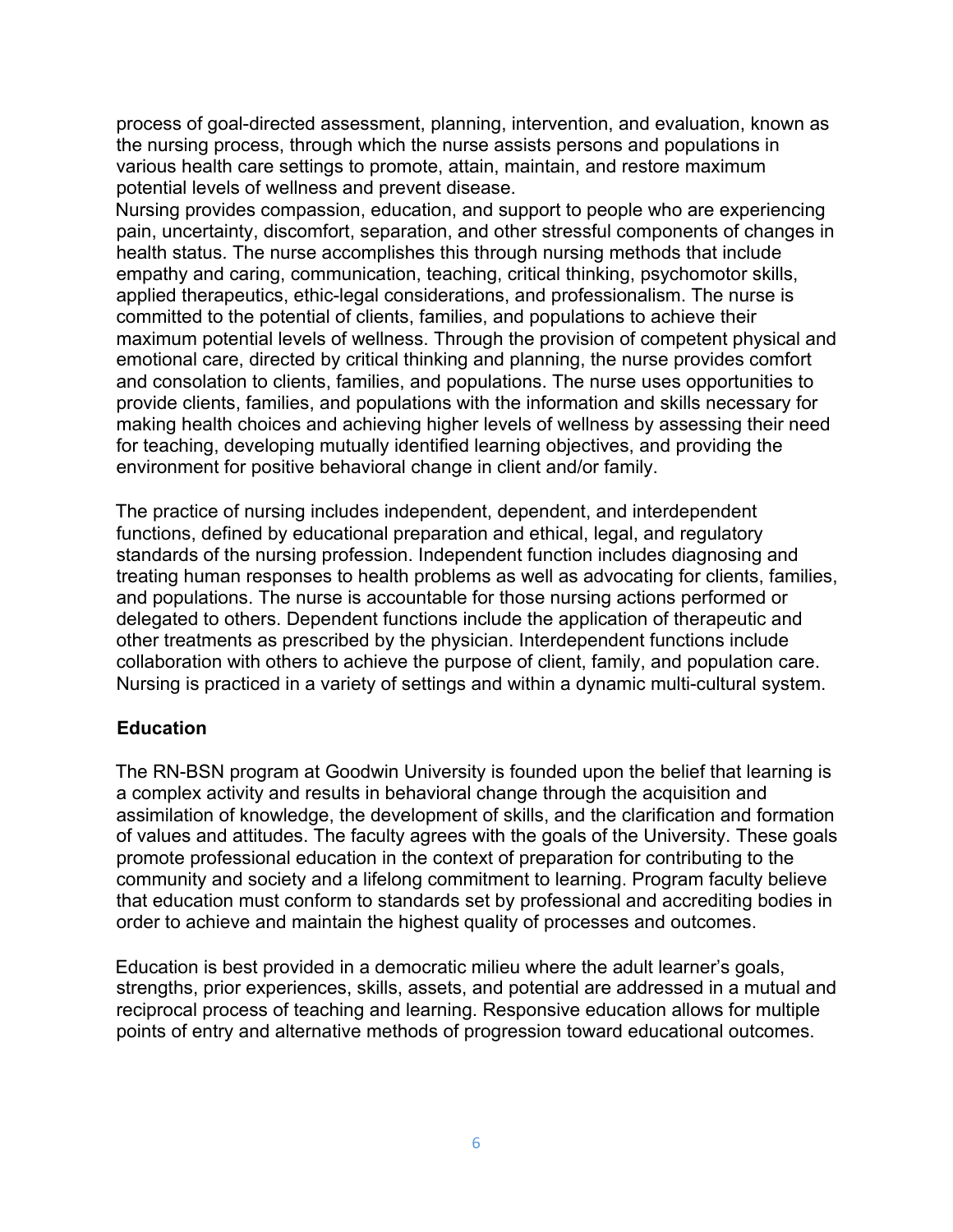process of goal-directed assessment, planning, intervention, and evaluation, known as the nursing process, through which the nurse assists persons and populations in various health care settings to promote, attain, maintain, and restore maximum potential levels of wellness and prevent disease.

Nursing provides compassion, education, and support to people who are experiencing pain, uncertainty, discomfort, separation, and other stressful components of changes in health status. The nurse accomplishes this through nursing methods that include empathy and caring, communication, teaching, critical thinking, psychomotor skills, applied therapeutics, ethic-legal considerations, and professionalism. The nurse is committed to the potential of clients, families, and populations to achieve their maximum potential levels of wellness. Through the provision of competent physical and emotional care, directed by critical thinking and planning, the nurse provides comfort and consolation to clients, families, and populations. The nurse uses opportunities to provide clients, families, and populations with the information and skills necessary for making health choices and achieving higher levels of wellness by assessing their need for teaching, developing mutually identified learning objectives, and providing the environment for positive behavioral change in client and/or family.

The practice of nursing includes independent, dependent, and interdependent functions, defined by educational preparation and ethical, legal, and regulatory standards of the nursing profession. Independent function includes diagnosing and treating human responses to health problems as well as advocating for clients, families, and populations. The nurse is accountable for those nursing actions performed or delegated to others. Dependent functions include the application of therapeutic and other treatments as prescribed by the physician. Interdependent functions include collaboration with others to achieve the purpose of client, family, and population care. Nursing is practiced in a variety of settings and within a dynamic multi-cultural system.

## Education

The RN-BSN program at Goodwin University is founded upon the belief that learning is a complex activity and results in behavioral change through the acquisition and assimilation of knowledge, the development of skills, and the clarification and formation of values and attitudes. The faculty agrees with the goals of the University. These goals promote professional education in the context of preparation for contributing to the community and society and a lifelong commitment to learning. Program faculty believe that education must conform to standards set by professional and accrediting bodies in order to achieve and maintain the highest quality of processes and outcomes.

Education is best provided in a democratic milieu where the adult learner's goals, strengths, prior experiences, skills, assets, and potential are addressed in a mutual and reciprocal process of teaching and learning. Responsive education allows for multiple points of entry and alternative methods of progression toward educational outcomes.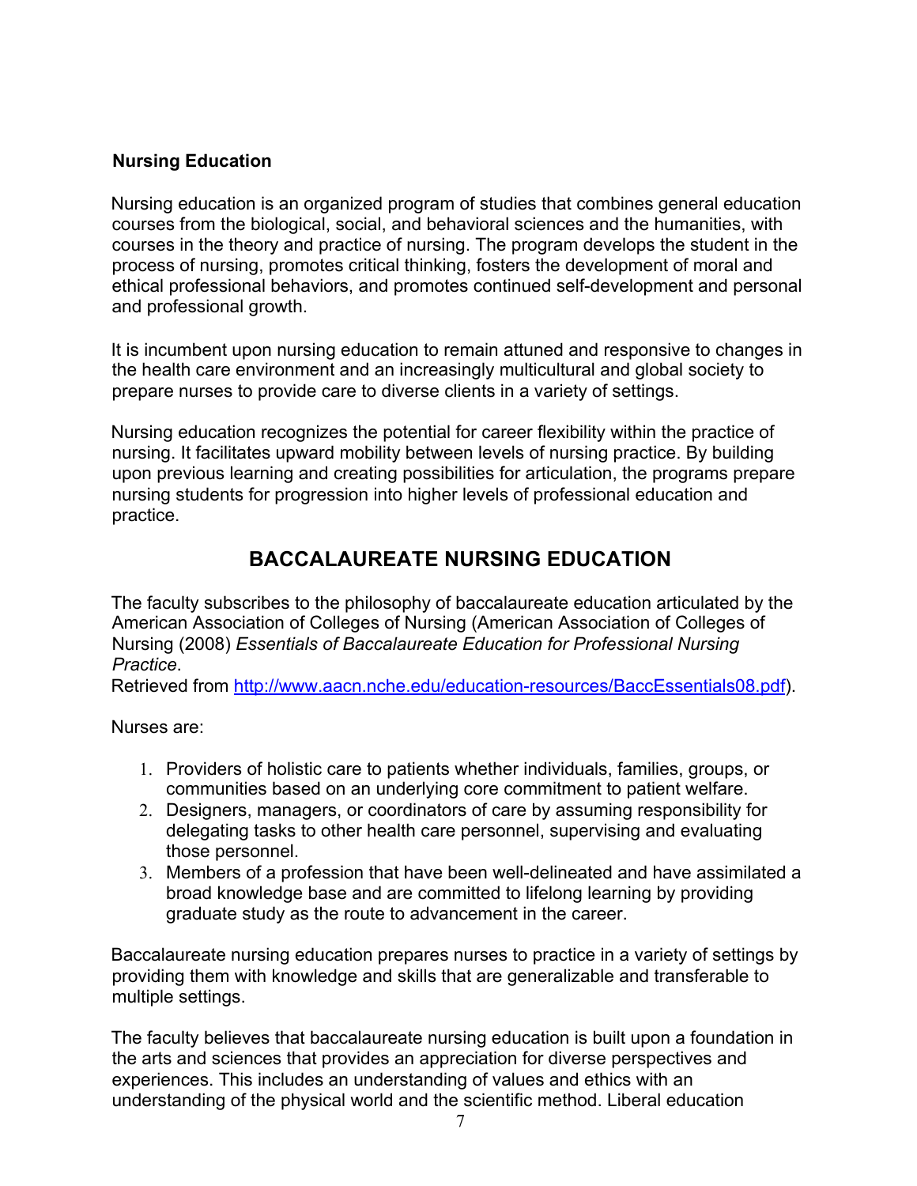### Nursing Education

Nursing education is an organized program of studies that combines general education courses from the biological, social, and behavioral sciences and the humanities, with courses in the theory and practice of nursing. The program develops the student in the process of nursing, promotes critical thinking, fosters the development of moral and ethical professional behaviors, and promotes continued self-development and personal and professional growth.

It is incumbent upon nursing education to remain attuned and responsive to changes in the health care environment and an increasingly multicultural and global society to prepare nurses to provide care to diverse clients in a variety of settings.

Nursing education recognizes the potential for career flexibility within the practice of nursing. It facilitates upward mobility between levels of nursing practice. By building upon previous learning and creating possibilities for articulation, the programs prepare nursing students for progression into higher levels of professional education and practice.

## BACCALAUREATE NURSING EDUCATION

The faculty subscribes to the philosophy of baccalaureate education articulated by the American Association of Colleges of Nursing (American Association of Colleges of Nursing (2008) *Essentials of Baccalaureate Education for Professional Nursing Practice*.
Retrieved from [http://www.aacn.nche.edu/education-resources/BaccEssentials08.pdf](http://www.aacn.nche.edu/education-resources/BaccEssentials08.pdf)).

Nurses are:

1. Providers of holistic care to patients whether individuals, families, groups, or communities based on an underlying core commitment to patient welfare.
2. Designers, managers, or coordinators of care by assuming responsibility for delegating tasks to other health care personnel, supervising and evaluating those personnel.
3. Members of a profession that have been well-delineated and have assimilated a broad knowledge base and are committed to lifelong learning by providing graduate study as the route to advancement in the career.

Baccalaureate nursing education prepares nurses to practice in a variety of settings by providing them with knowledge and skills that are generalizable and transferable to multiple settings.

The faculty believes that baccalaureate nursing education is built upon a foundation in the arts and sciences that provides an appreciation for diverse perspectives and experiences. This includes an understanding of values and ethics with an understanding of the physical world and the scientific method. Liberal education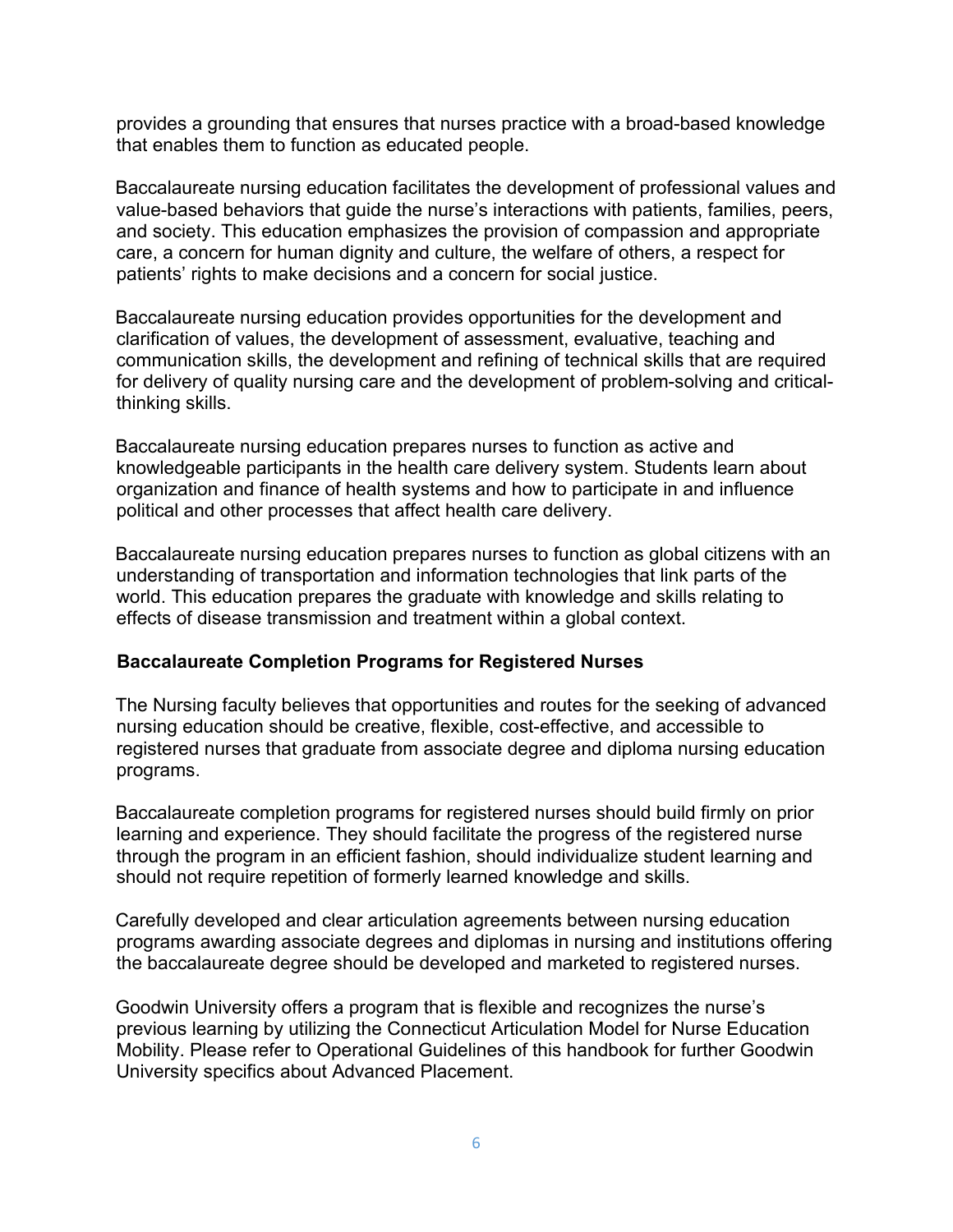provides a grounding that ensures that nurses practice with a broad-based knowledge that enables them to function as educated people.

Baccalaureate nursing education facilitates the development of professional values and value-based behaviors that guide the nurse's interactions with patients, families, peers, and society. This education emphasizes the provision of compassion and appropriate care, a concern for human dignity and culture, the welfare of others, a respect for patients' rights to make decisions and a concern for social justice.

Baccalaureate nursing education provides opportunities for the development and clarification of values, the development of assessment, evaluative, teaching and communication skills, the development and refining of technical skills that are required for delivery of quality nursing care and the development of problem-solving and critical-thinking skills.

Baccalaureate nursing education prepares nurses to function as active and knowledgeable participants in the health care delivery system. Students learn about organization and finance of health systems and how to participate in and influence political and other processes that affect health care delivery.

Baccalaureate nursing education prepares nurses to function as global citizens with an understanding of transportation and information technologies that link parts of the world. This education prepares the graduate with knowledge and skills relating to effects of disease transmission and treatment within a global context.

## Baccalaureate Completion Programs for Registered Nurses

The Nursing faculty believes that opportunities and routes for the seeking of advanced nursing education should be creative, flexible, cost-effective, and accessible to registered nurses that graduate from associate degree and diploma nursing education programs.

Baccalaureate completion programs for registered nurses should build firmly on prior learning and experience. They should facilitate the progress of the registered nurse through the program in an efficient fashion, should individualize student learning and should not require repetition of formerly learned knowledge and skills.

Carefully developed and clear articulation agreements between nursing education programs awarding associate degrees and diplomas in nursing and institutions offering the baccalaureate degree should be developed and marketed to registered nurses.

Goodwin University offers a program that is flexible and recognizes the nurse's previous learning by utilizing the Connecticut Articulation Model for Nurse Education Mobility. Please refer to Operational Guidelines of this handbook for further Goodwin University specifics about Advanced Placement.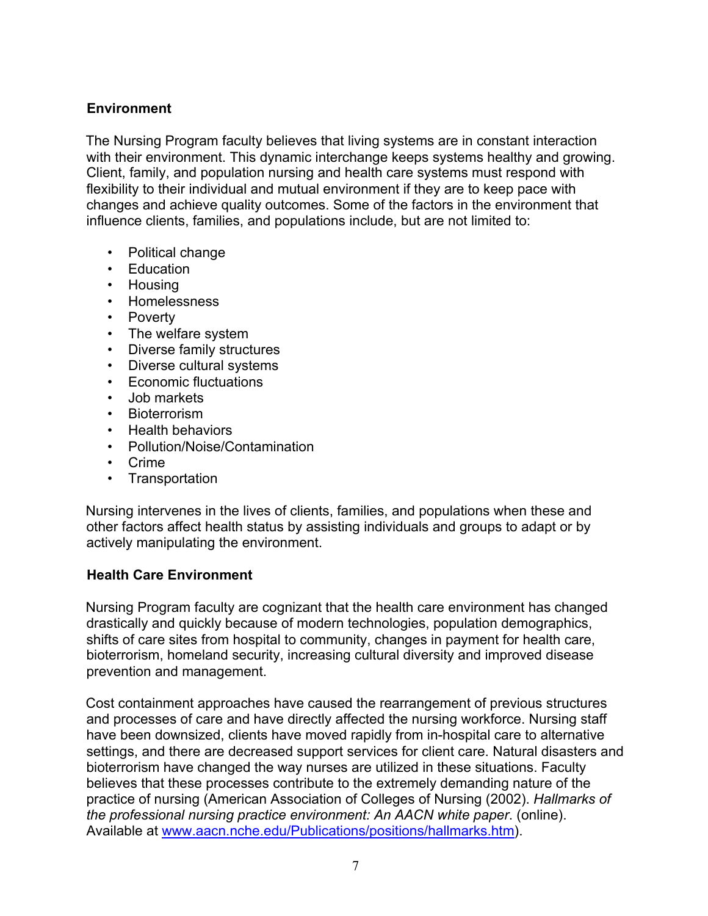## Environment

The Nursing Program faculty believes that living systems are in constant interaction with their environment. This dynamic interchange keeps systems healthy and growing. Client, family, and population nursing and health care systems must respond with flexibility to their individual and mutual environment if they are to keep pace with changes and achieve quality outcomes. Some of the factors in the environment that influence clients, families, and populations include, but are not limited to:

- Political change
- Education
- Housing
- Homelessness
- Poverty
- The welfare system
- Diverse family structures
- Diverse cultural systems
- Economic fluctuations
- Job markets
- Bioterrorism
- Health behaviors
- Pollution/Noise/Contamination
- Crime
- Transportation

Nursing intervenes in the lives of clients, families, and populations when these and other factors affect health status by assisting individuals and groups to adapt or by actively manipulating the environment.

## Health Care Environment

Nursing Program faculty are cognizant that the health care environment has changed drastically and quickly because of modern technologies, population demographics, shifts of care sites from hospital to community, changes in payment for health care, bioterrorism, homeland security, increasing cultural diversity and improved disease prevention and management.

Cost containment approaches have caused the rearrangement of previous structures and processes of care and have directly affected the nursing workforce. Nursing staff have been downsized, clients have moved rapidly from in-hospital care to alternative settings, and there are decreased support services for client care. Natural disasters and bioterrorism have changed the way nurses are utilized in these situations. Faculty believes that these processes contribute to the extremely demanding nature of the practice of nursing (American Association of Colleges of Nursing (2002). *Hallmarks of the professional nursing practice environment: An AACN white paper*. (online). Available at [www.aacn.nche.edu/Publications/positions/hallmarks.htm](www.aacn.nche.edu/Publications/positions/hallmarks.htm)).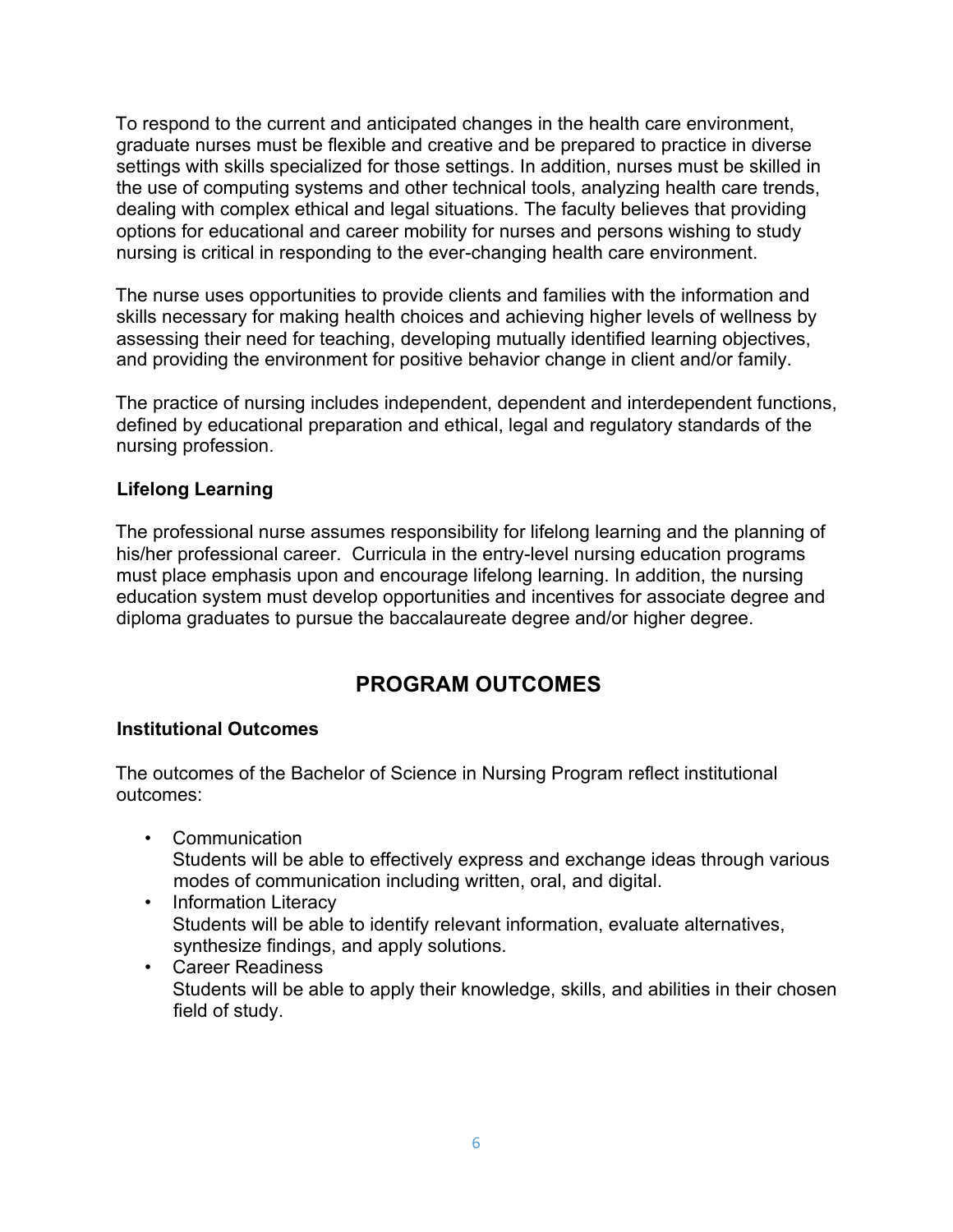To respond to the current and anticipated changes in the health care environment, graduate nurses must be flexible and creative and be prepared to practice in diverse settings with skills specialized for those settings. In addition, nurses must be skilled in the use of computing systems and other technical tools, analyzing health care trends, dealing with complex ethical and legal situations. The faculty believes that providing options for educational and career mobility for nurses and persons wishing to study nursing is critical in responding to the ever-changing health care environment.

The nurse uses opportunities to provide clients and families with the information and skills necessary for making health choices and achieving higher levels of wellness by assessing their need for teaching, developing mutually identified learning objectives, and providing the environment for positive behavior change in client and/or family.

The practice of nursing includes independent, dependent and interdependent functions, defined by educational preparation and ethical, legal and regulatory standards of the nursing profession.

### Lifelong Learning

The professional nurse assumes responsibility for lifelong learning and the planning of his/her professional career. Curricula in the entry-level nursing education programs must place emphasis upon and encourage lifelong learning. In addition, the nursing education system must develop opportunities and incentives for associate degree and diploma graduates to pursue the baccalaureate degree and/or higher degree.

## PROGRAM OUTCOMES

### Institutional Outcomes

The outcomes of the Bachelor of Science in Nursing Program reflect institutional outcomes:

- Communication
  Students will be able to effectively express and exchange ideas through various modes of communication including written, oral, and digital.
- Information Literacy
  Students will be able to identify relevant information, evaluate alternatives, synthesize findings, and apply solutions.
- Career Readiness
  Students will be able to apply their knowledge, skills, and abilities in their chosen field of study.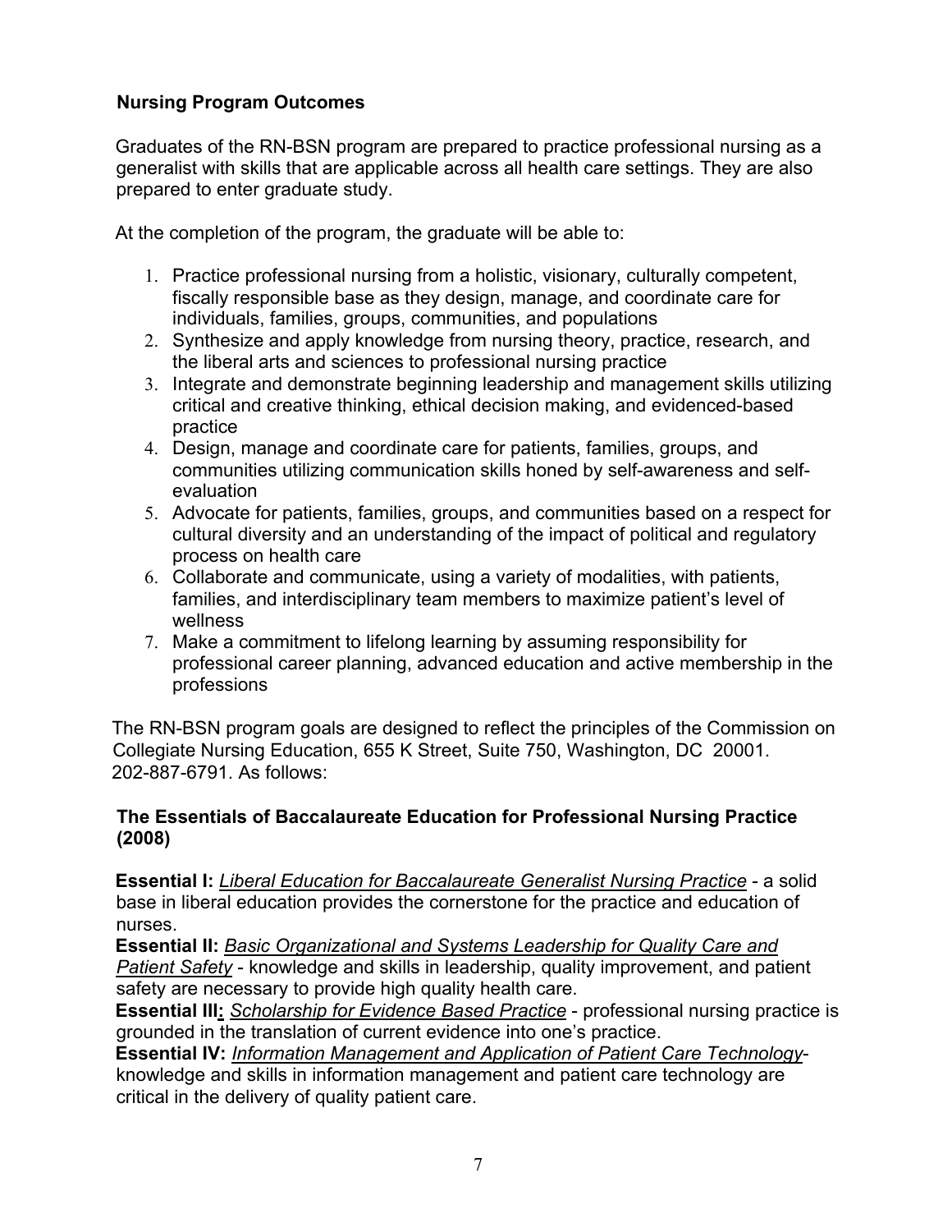**Nursing Program Outcomes**

Graduates of the RN-BSN program are prepared to practice professional nursing as a generalist with skills that are applicable across all health care settings. They are also prepared to enter graduate study.

At the completion of the program, the graduate will be able to:

1. Practice professional nursing from a holistic, visionary, culturally competent, fiscally responsible base as they design, manage, and coordinate care for individuals, families, groups, communities, and populations
2. Synthesize and apply knowledge from nursing theory, practice, research, and the liberal arts and sciences to professional nursing practice
3. Integrate and demonstrate beginning leadership and management skills utilizing critical and creative thinking, ethical decision making, and evidenced-based practice
4. Design, manage and coordinate care for patients, families, groups, and communities utilizing communication skills honed by self-awareness and self-evaluation
5. Advocate for patients, families, groups, and communities based on a respect for cultural diversity and an understanding of the impact of political and regulatory process on health care
6. Collaborate and communicate, using a variety of modalities, with patients, families, and interdisciplinary team members to maximize patient's level of wellness
7. Make a commitment to lifelong learning by assuming responsibility for professional career planning, advanced education and active membership in the professions

The RN-BSN program goals are designed to reflect the principles of the Commission on Collegiate Nursing Education, 655 K Street, Suite 750, Washington, DC 20001. 202-887-6791. As follows:

**The Essentials of Baccalaureate Education for Professional Nursing Practice (2008)**

**Essential I:** *Liberal Education for Baccalaureate Generalist Nursing Practice* - a solid base in liberal education provides the cornerstone for the practice and education of nurses.
**Essential II:** *Basic Organizational and Systems Leadership for Quality Care and Patient Safety* - knowledge and skills in leadership, quality improvement, and patient safety are necessary to provide high quality health care.
**Essential III:** *Scholarship for Evidence Based Practice* - professional nursing practice is grounded in the translation of current evidence into one's practice.
**Essential IV:** *Information Management and Application of Patient Care Technology*- knowledge and skills in information management and patient care technology are critical in the delivery of quality patient care.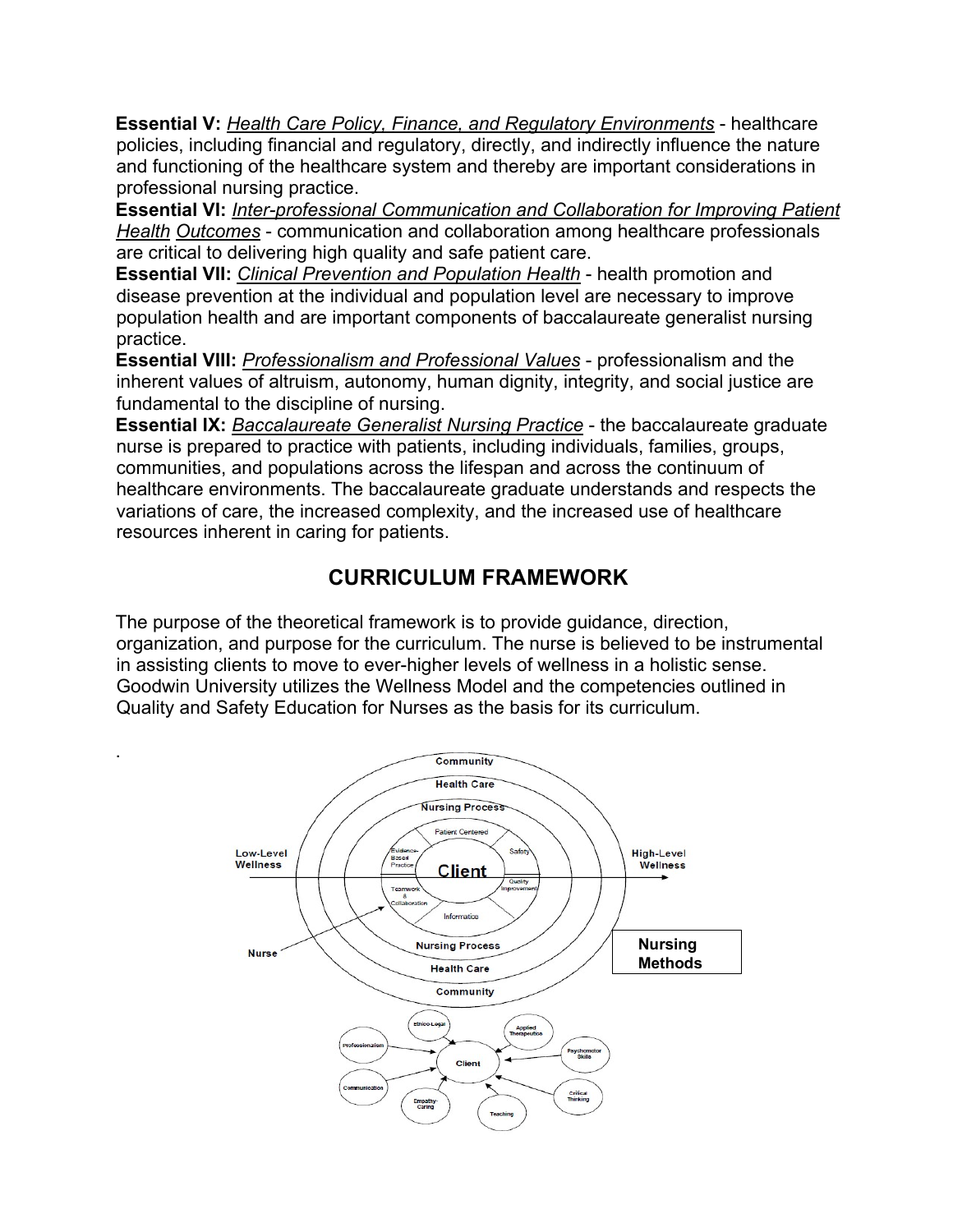**Essential V:** *Health Care Policy, Finance, and Regulatory Environments* - healthcare policies, including financial and regulatory, directly, and indirectly influence the nature and functioning of the healthcare system and thereby are important considerations in professional nursing practice.

**Essential VI:** *Inter-professional Communication and Collaboration for Improving Patient Health Outcomes* - communication and collaboration among healthcare professionals are critical to delivering high quality and safe patient care.

**Essential VII:** *Clinical Prevention and Population Health* - health promotion and disease prevention at the individual and population level are necessary to improve population health and are important components of baccalaureate generalist nursing practice.

**Essential VIII:** *Professionalism and Professional Values* - professionalism and the inherent values of altruism, autonomy, human dignity, integrity, and social justice are fundamental to the discipline of nursing.

**Essential IX:** *Baccalaureate Generalist Nursing Practice* - the baccalaureate graduate nurse is prepared to practice with patients, including individuals, families, groups, communities, and populations across the lifespan and across the continuum of healthcare environments. The baccalaureate graduate understands and respects the variations of care, the increased complexity, and the increased use of healthcare resources inherent in caring for patients.

## CURRICULUM FRAMEWORK

The purpose of the theoretical framework is to provide guidance, direction, organization, and purpose for the curriculum. The nurse is believed to be instrumental in assisting clients to move to ever-higher levels of wellness in a holistic sense. Goodwin University utilizes the Wellness Model and the competencies outlined in Quality and Safety Education for Nurses as the basis for its curriculum.

.

Community

Health Care

Nursing Process

Patient Centered

Evidence-Based Practice

Safety

Low-Level Wellness

Client

High-Level Wellness

Teamwork & Collaboration

Quality Improvement

Informatics

Nurse

Nursing Process

Health Care

Community

**Nursing Methods**

Ethico-Legal

Applied Therapeutics

Professionalism

Psychomotor Skills

Client

Communication

Critical Thinking

Empathy-Caring

Teaching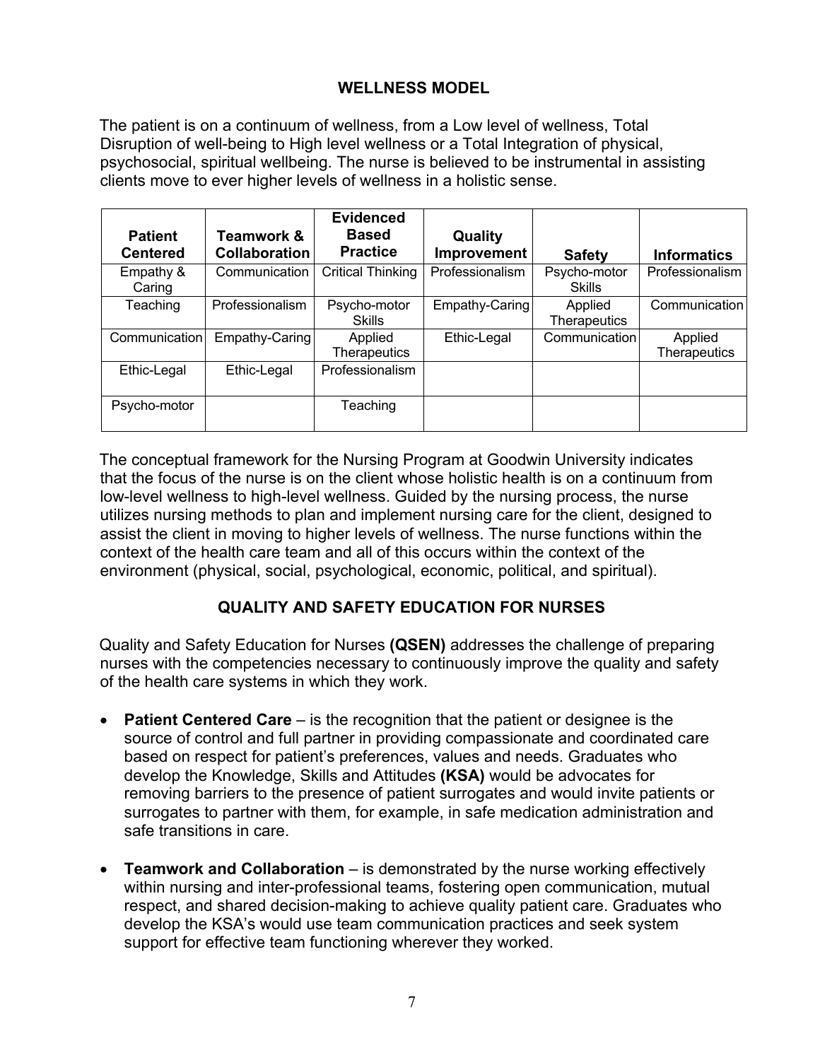## WELLNESS MODEL

The patient is on a continuum of wellness, from a Low level of wellness, Total Disruption of well-being to High level wellness or a Total Integration of physical, psychosocial, spiritual wellbeing. The nurse is believed to be instrumental in assisting clients move to ever higher levels of wellness in a holistic sense.

| Patient Centered | Teamwork & Collaboration | Evidenced Based Practice | Quality Improvement | Safety | Informatics |
|---|---|---|---|---|---|
| Empathy & Caring | Communication | Critical Thinking | Professionalism | Psycho-motor Skills | Professionalism |
| Teaching | Professionalism | Psycho-motor Skills | Empathy-Caring | Applied Therapeutics | Communication |
| Communication | Empathy-Caring | Applied Therapeutics | Ethic-Legal | Communication | Applied Therapeutics |
| Ethic-Legal | Ethic-Legal | Professionalism | | | |
| Psycho-motor | | Teaching | | | |

The conceptual framework for the Nursing Program at Goodwin University indicates that the focus of the nurse is on the client whose holistic health is on a continuum from low-level wellness to high-level wellness. Guided by the nursing process, the nurse utilizes nursing methods to plan and implement nursing care for the client, designed to assist the client in moving to higher levels of wellness. The nurse functions within the context of the health care team and all of this occurs within the context of the environment (physical, social, psychological, economic, political, and spiritual).

## QUALITY AND SAFETY EDUCATION FOR NURSES

Quality and Safety Education for Nurses **(QSEN)** addresses the challenge of preparing nurses with the competencies necessary to continuously improve the quality and safety of the health care systems in which they work.

- **Patient Centered Care** – is the recognition that the patient or designee is the source of control and full partner in providing compassionate and coordinated care based on respect for patient's preferences, values and needs. Graduates who develop the Knowledge, Skills and Attitudes **(KSA)** would be advocates for removing barriers to the presence of patient surrogates and would invite patients or surrogates to partner with them, for example, in safe medication administration and safe transitions in care.

- **Teamwork and Collaboration** – is demonstrated by the nurse working effectively within nursing and inter-professional teams, fostering open communication, mutual respect, and shared decision-making to achieve quality patient care. Graduates who develop the KSA's would use team communication practices and seek system support for effective team functioning wherever they worked.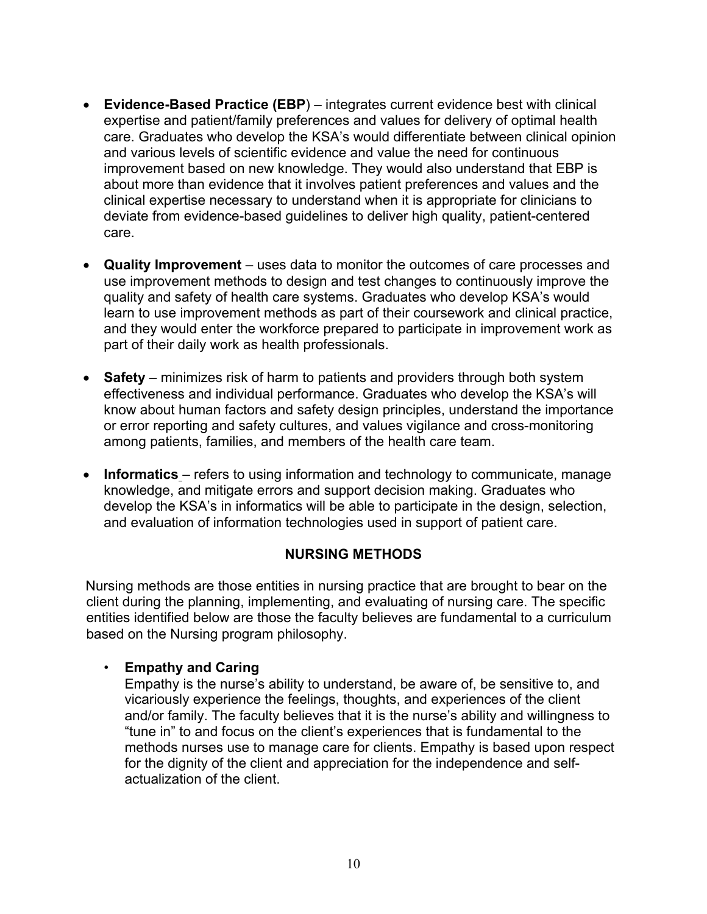- **Evidence-Based Practice (EBP**) – integrates current evidence best with clinical expertise and patient/family preferences and values for delivery of optimal health care. Graduates who develop the KSA's would differentiate between clinical opinion and various levels of scientific evidence and value the need for continuous improvement based on new knowledge. They would also understand that EBP is about more than evidence that it involves patient preferences and values and the clinical expertise necessary to understand when it is appropriate for clinicians to deviate from evidence-based guidelines to deliver high quality, patient-centered care.

- **Quality Improvement** – uses data to monitor the outcomes of care processes and use improvement methods to design and test changes to continuously improve the quality and safety of health care systems. Graduates who develop KSA's would learn to use improvement methods as part of their coursework and clinical practice, and they would enter the workforce prepared to participate in improvement work as part of their daily work as health professionals.

- **Safety** – minimizes risk of harm to patients and providers through both system effectiveness and individual performance. Graduates who develop the KSA's will know about human factors and safety design principles, understand the importance or error reporting and safety cultures, and values vigilance and cross-monitoring among patients, families, and members of the health care team.

- **Informatics** – refers to using information and technology to communicate, manage knowledge, and mitigate errors and support decision making. Graduates who develop the KSA's in informatics will be able to participate in the design, selection, and evaluation of information technologies used in support of patient care.

## NURSING METHODS

Nursing methods are those entities in nursing practice that are brought to bear on the client during the planning, implementing, and evaluating of nursing care. The specific entities identified below are those the faculty believes are fundamental to a curriculum based on the Nursing program philosophy.

- **Empathy and Caring**
  Empathy is the nurse's ability to understand, be aware of, be sensitive to, and vicariously experience the feelings, thoughts, and experiences of the client and/or family. The faculty believes that it is the nurse's ability and willingness to "tune in" to and focus on the client's experiences that is fundamental to the methods nurses use to manage care for clients. Empathy is based upon respect for the dignity of the client and appreciation for the independence and self-actualization of the client.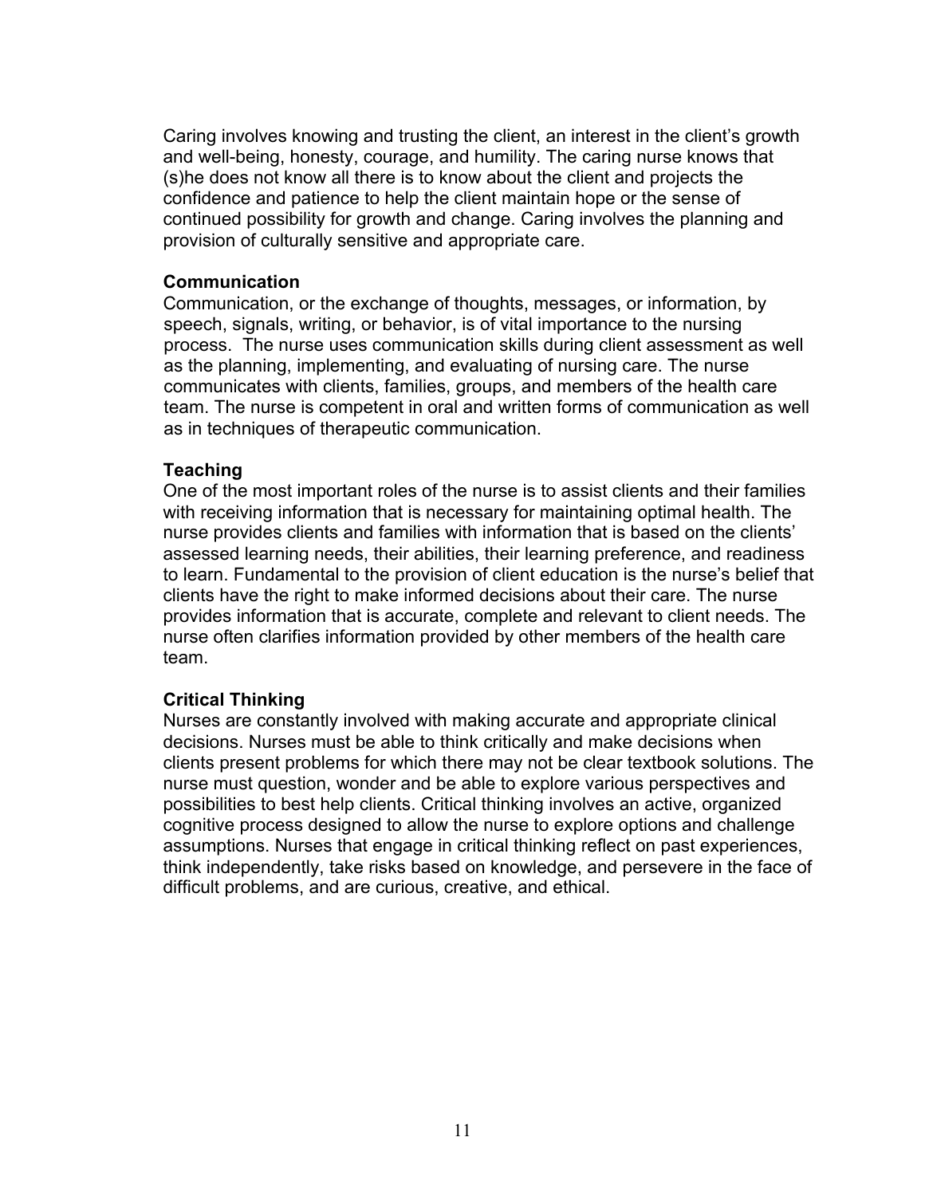Caring involves knowing and trusting the client, an interest in the client's growth and well-being, honesty, courage, and humility. The caring nurse knows that (s)he does not know all there is to know about the client and projects the confidence and patience to help the client maintain hope or the sense of continued possibility for growth and change. Caring involves the planning and provision of culturally sensitive and appropriate care.

**Communication**

Communication, or the exchange of thoughts, messages, or information, by speech, signals, writing, or behavior, is of vital importance to the nursing process. The nurse uses communication skills during client assessment as well as the planning, implementing, and evaluating of nursing care. The nurse communicates with clients, families, groups, and members of the health care team. The nurse is competent in oral and written forms of communication as well as in techniques of therapeutic communication.

**Teaching**

One of the most important roles of the nurse is to assist clients and their families with receiving information that is necessary for maintaining optimal health. The nurse provides clients and families with information that is based on the clients' assessed learning needs, their abilities, their learning preference, and readiness to learn. Fundamental to the provision of client education is the nurse's belief that clients have the right to make informed decisions about their care. The nurse provides information that is accurate, complete and relevant to client needs. The nurse often clarifies information provided by other members of the health care team.

**Critical Thinking**

Nurses are constantly involved with making accurate and appropriate clinical decisions. Nurses must be able to think critically and make decisions when clients present problems for which there may not be clear textbook solutions. The nurse must question, wonder and be able to explore various perspectives and possibilities to best help clients. Critical thinking involves an active, organized cognitive process designed to allow the nurse to explore options and challenge assumptions. Nurses that engage in critical thinking reflect on past experiences, think independently, take risks based on knowledge, and persevere in the face of difficult problems, and are curious, creative, and ethical.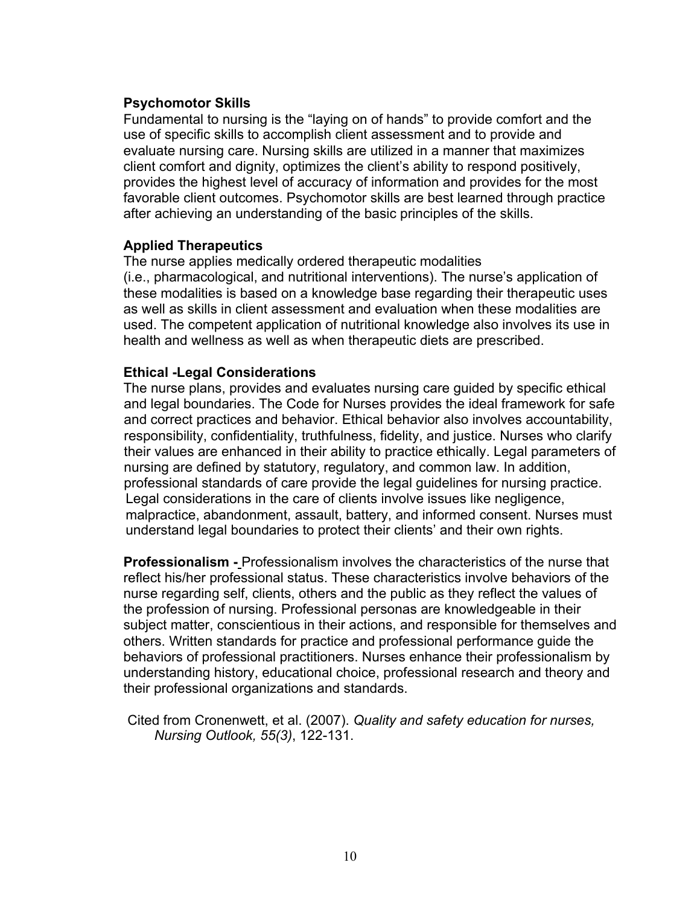**Psychomotor Skills**

Fundamental to nursing is the "laying on of hands" to provide comfort and the use of specific skills to accomplish client assessment and to provide and evaluate nursing care. Nursing skills are utilized in a manner that maximizes client comfort and dignity, optimizes the client's ability to respond positively, provides the highest level of accuracy of information and provides for the most favorable client outcomes. Psychomotor skills are best learned through practice after achieving an understanding of the basic principles of the skills.

**Applied Therapeutics**

The nurse applies medically ordered therapeutic modalities (i.e., pharmacological, and nutritional interventions). The nurse's application of these modalities is based on a knowledge base regarding their therapeutic uses as well as skills in client assessment and evaluation when these modalities are used. The competent application of nutritional knowledge also involves its use in health and wellness as well as when therapeutic diets are prescribed.

**Ethical -Legal Considerations**

The nurse plans, provides and evaluates nursing care guided by specific ethical and legal boundaries. The Code for Nurses provides the ideal framework for safe and correct practices and behavior. Ethical behavior also involves accountability, responsibility, confidentiality, truthfulness, fidelity, and justice. Nurses who clarify their values are enhanced in their ability to practice ethically. Legal parameters of nursing are defined by statutory, regulatory, and common law. In addition, professional standards of care provide the legal guidelines for nursing practice. Legal considerations in the care of clients involve issues like negligence, malpractice, abandonment, assault, battery, and informed consent. Nurses must understand legal boundaries to protect their clients' and their own rights.

**Professionalism -** Professionalism involves the characteristics of the nurse that reflect his/her professional status. These characteristics involve behaviors of the nurse regarding self, clients, others and the public as they reflect the values of the profession of nursing. Professional personas are knowledgeable in their subject matter, conscientious in their actions, and responsible for themselves and others. Written standards for practice and professional performance guide the behaviors of professional practitioners. Nurses enhance their professionalism by understanding history, educational choice, professional research and theory and their professional organizations and standards.

Cited from Cronenwett, et al. (2007). *Quality and safety education for nurses, Nursing Outlook, 55(3)*, 122-131.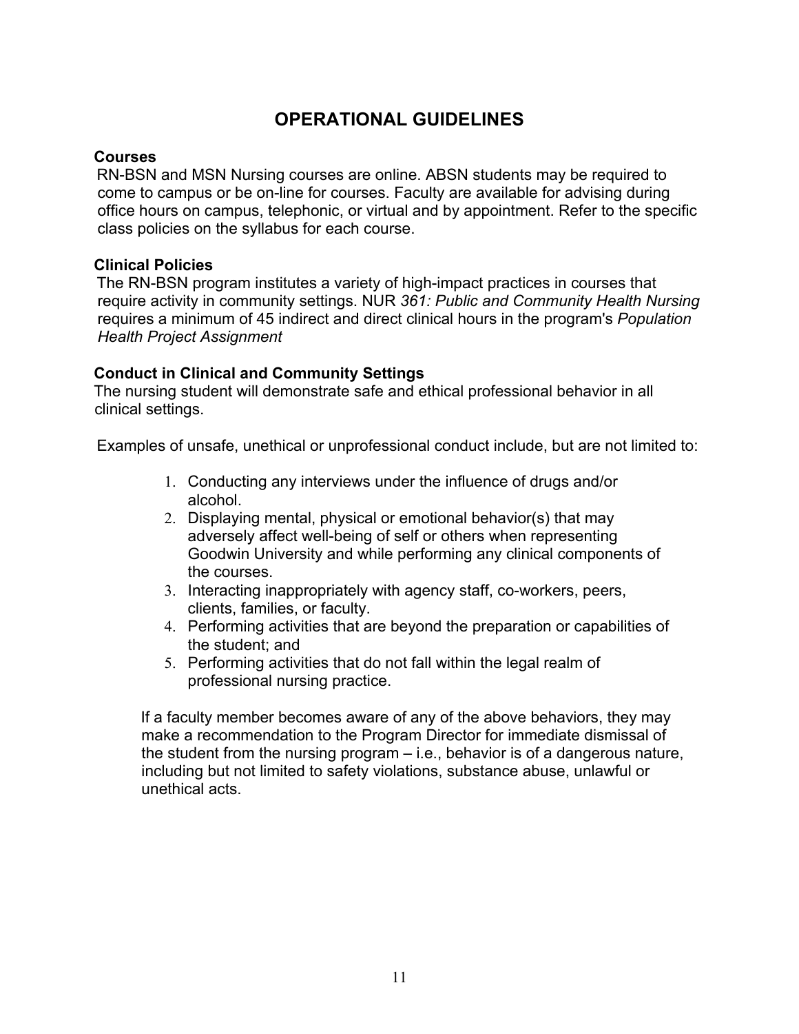# OPERATIONAL GUIDELINES

### Courses

RN-BSN and MSN Nursing courses are online. ABSN students may be required to come to campus or be on-line for courses. Faculty are available for advising during office hours on campus, telephonic, or virtual and by appointment. Refer to the specific class policies on the syllabus for each course.

### Clinical Policies

The RN-BSN program institutes a variety of high-impact practices in courses that require activity in community settings. NUR *361: Public and Community Health Nursing* requires a minimum of 45 indirect and direct clinical hours in the program's *Population Health Project Assignment*

### Conduct in Clinical and Community Settings

The nursing student will demonstrate safe and ethical professional behavior in all clinical settings.

Examples of unsafe, unethical or unprofessional conduct include, but are not limited to:

1. Conducting any interviews under the influence of drugs and/or alcohol.
2. Displaying mental, physical or emotional behavior(s) that may adversely affect well-being of self or others when representing Goodwin University and while performing any clinical components of the courses.
3. Interacting inappropriately with agency staff, co-workers, peers, clients, families, or faculty.
4. Performing activities that are beyond the preparation or capabilities of the student; and
5. Performing activities that do not fall within the legal realm of professional nursing practice.

If a faculty member becomes aware of any of the above behaviors, they may make a recommendation to the Program Director for immediate dismissal of the student from the nursing program – i.e., behavior is of a dangerous nature, including but not limited to safety violations, substance abuse, unlawful or unethical acts.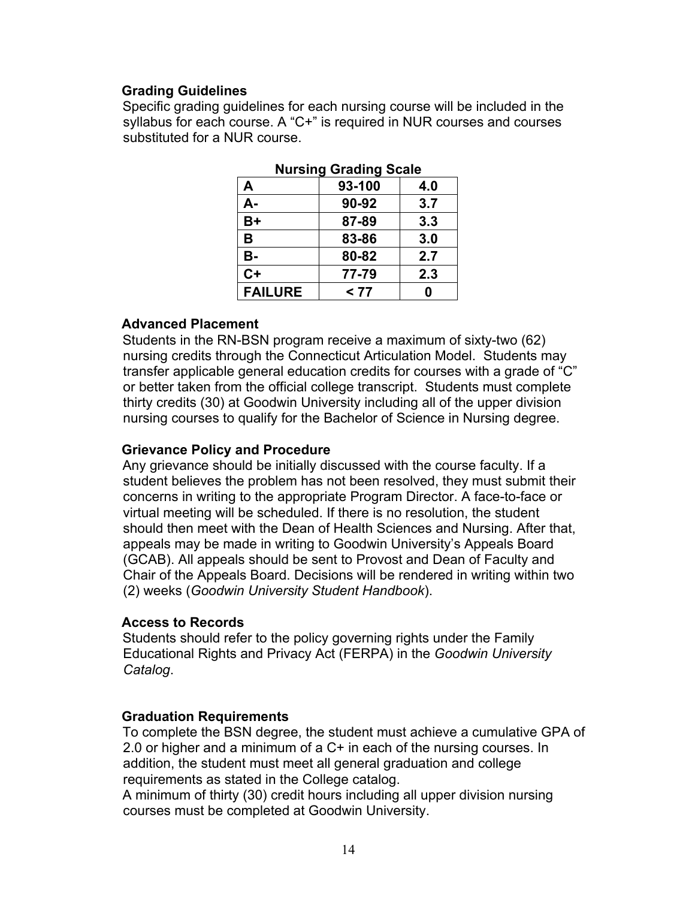**Grading Guidelines**

Specific grading guidelines for each nursing course will be included in the syllabus for each course. A "C+" is required in NUR courses and courses substituted for a NUR course.

**Nursing Grading Scale**

| A | 93-100 | 4.0 |
|---|---|---|
| A- | 90-92 | 3.7 |
| B+ | 87-89 | 3.3 |
| B | 83-86 | 3.0 |
| B- | 80-82 | 2.7 |
| C+ | 77-79 | 2.3 |
| FAILURE | < 77 | 0 |

**Advanced Placement**

Students in the RN-BSN program receive a maximum of sixty-two (62) nursing credits through the Connecticut Articulation Model. Students may transfer applicable general education credits for courses with a grade of "C" or better taken from the official college transcript. Students must complete thirty credits (30) at Goodwin University including all of the upper division nursing courses to qualify for the Bachelor of Science in Nursing degree.

**Grievance Policy and Procedure**

Any grievance should be initially discussed with the course faculty. If a student believes the problem has not been resolved, they must submit their concerns in writing to the appropriate Program Director. A face-to-face or virtual meeting will be scheduled. If there is no resolution, the student should then meet with the Dean of Health Sciences and Nursing. After that, appeals may be made in writing to Goodwin University's Appeals Board (GCAB). All appeals should be sent to Provost and Dean of Faculty and Chair of the Appeals Board. Decisions will be rendered in writing within two (2) weeks (*Goodwin University Student Handbook*).

**Access to Records**

Students should refer to the policy governing rights under the Family Educational Rights and Privacy Act (FERPA) in the *Goodwin University Catalog*.

**Graduation Requirements**

To complete the BSN degree, the student must achieve a cumulative GPA of 2.0 or higher and a minimum of a C+ in each of the nursing courses. In addition, the student must meet all general graduation and college requirements as stated in the College catalog.

A minimum of thirty (30) credit hours including all upper division nursing courses must be completed at Goodwin University.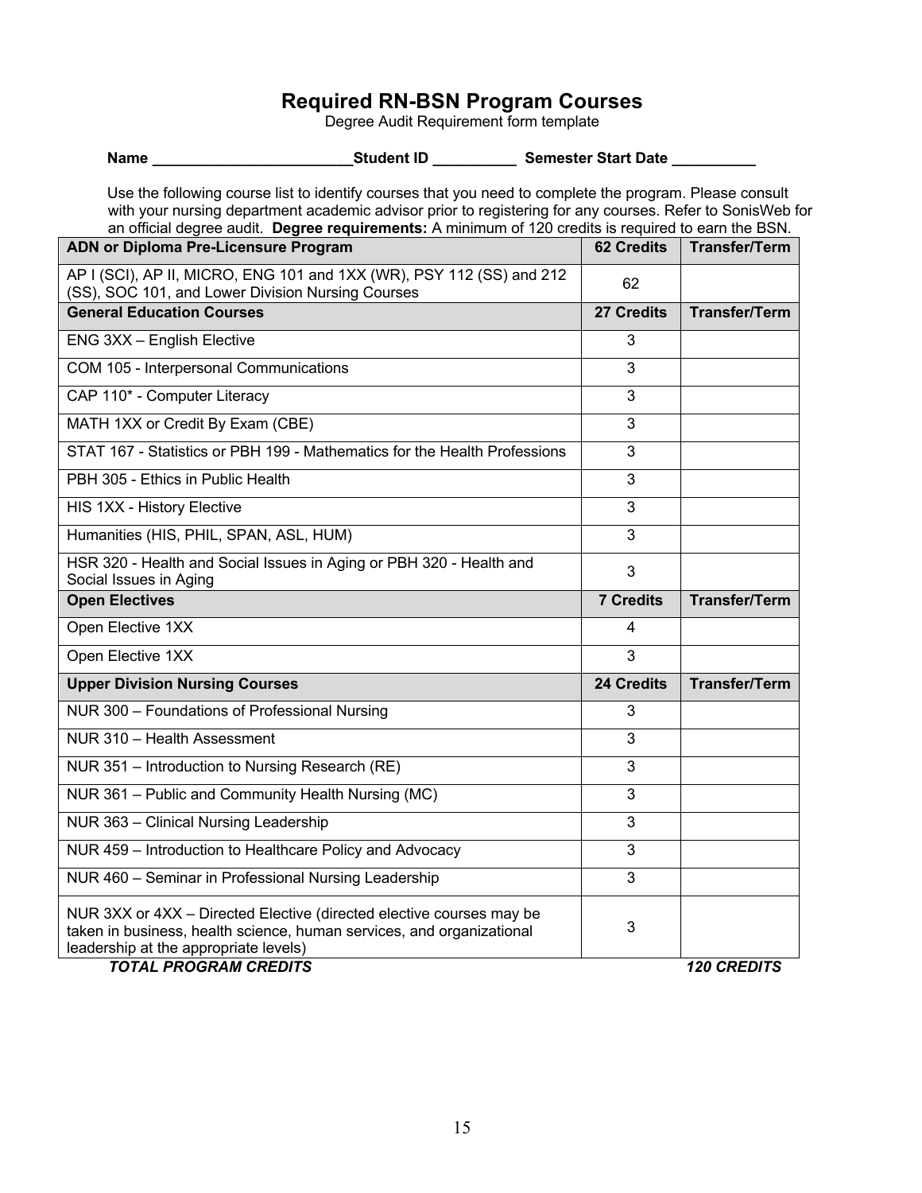# Required RN-BSN Program Courses

Degree Audit Requirement form template

**Name** ________________________ **Student ID** __________ **Semester Start Date** __________

Use the following course list to identify courses that you need to complete the program. Please consult with your nursing department academic advisor prior to registering for any courses. Refer to SonisWeb for an official degree audit. **Degree requirements:** A minimum of 120 credits is required to earn the BSN.

| **ADN or Diploma Pre-Licensure Program** | **62 Credits** | **Transfer/Term** |
|---|---|---|
| AP I (SCI), AP II, MICRO, ENG 101 and 1XX (WR), PSY 112 (SS) and 212 (SS), SOC 101, and Lower Division Nursing Courses | 62 | |
| **General Education Courses** | **27 Credits** | **Transfer/Term** |
| ENG 3XX – English Elective | 3 | |
| COM 105 - Interpersonal Communications | 3 | |
| CAP 110* - Computer Literacy | 3 | |
| MATH 1XX or Credit By Exam (CBE) | 3 | |
| STAT 167 - Statistics or PBH 199 - Mathematics for the Health Professions | 3 | |
| PBH 305 - Ethics in Public Health | 3 | |
| HIS 1XX - History Elective | 3 | |
| Humanities (HIS, PHIL, SPAN, ASL, HUM) | 3 | |
| HSR 320 - Health and Social Issues in Aging or PBH 320 - Health and Social Issues in Aging | 3 | |
| **Open Electives** | **7 Credits** | **Transfer/Term** |
| Open Elective 1XX | 4 | |
| Open Elective 1XX | 3 | |
| **Upper Division Nursing Courses** | **24 Credits** | **Transfer/Term** |
| NUR 300 – Foundations of Professional Nursing | 3 | |
| NUR 310 – Health Assessment | 3 | |
| NUR 351 – Introduction to Nursing Research (RE) | 3 | |
| NUR 361 – Public and Community Health Nursing (MC) | 3 | |
| NUR 363 – Clinical Nursing Leadership | 3 | |
| NUR 459 – Introduction to Healthcare Policy and Advocacy | 3 | |
| NUR 460 – Seminar in Professional Nursing Leadership | 3 | |
| NUR 3XX or 4XX – Directed Elective (directed elective courses may be taken in business, health science, human services, and organizational leadership at the appropriate levels) | 3 | |
| ***TOTAL PROGRAM CREDITS*** | | ***120 CREDITS*** |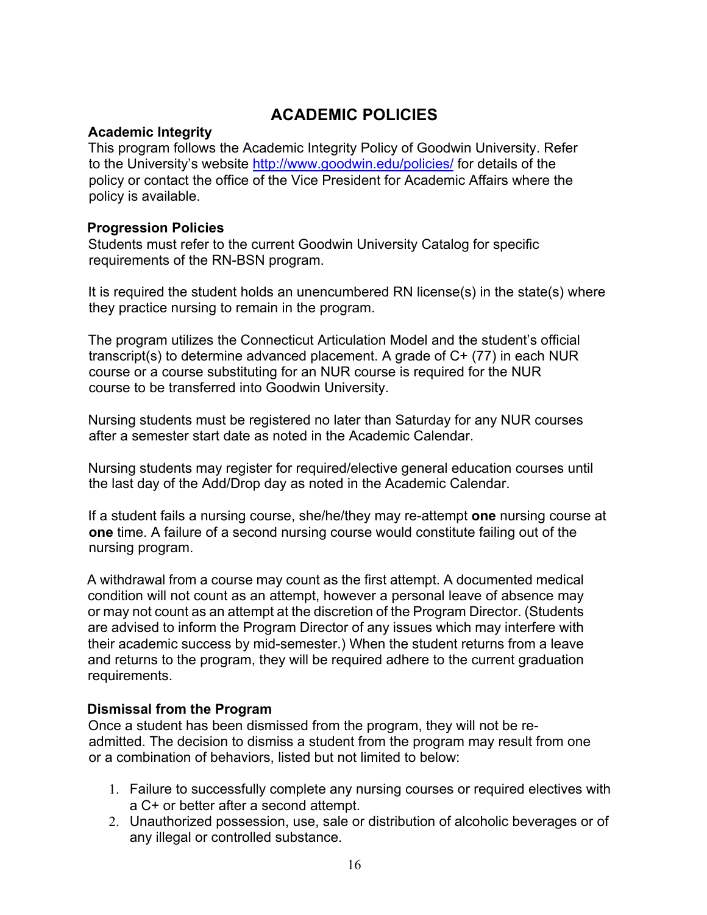# ACADEMIC POLICIES

## Academic Integrity

This program follows the Academic Integrity Policy of Goodwin University. Refer to the University's website http://www.goodwin.edu/policies/ for details of the policy or contact the office of the Vice President for Academic Affairs where the policy is available.

## Progression Policies

Students must refer to the current Goodwin University Catalog for specific requirements of the RN-BSN program.

It is required the student holds an unencumbered RN license(s) in the state(s) where they practice nursing to remain in the program.

The program utilizes the Connecticut Articulation Model and the student's official transcript(s) to determine advanced placement. A grade of C+ (77) in each NUR course or a course substituting for an NUR course is required for the NUR course to be transferred into Goodwin University.

Nursing students must be registered no later than Saturday for any NUR courses after a semester start date as noted in the Academic Calendar.

Nursing students may register for required/elective general education courses until the last day of the Add/Drop day as noted in the Academic Calendar.

If a student fails a nursing course, she/he/they may re-attempt **one** nursing course at **one** time. A failure of a second nursing course would constitute failing out of the nursing program.

A withdrawal from a course may count as the first attempt. A documented medical condition will not count as an attempt, however a personal leave of absence may or may not count as an attempt at the discretion of the Program Director. (Students are advised to inform the Program Director of any issues which may interfere with their academic success by mid-semester.) When the student returns from a leave and returns to the program, they will be required adhere to the current graduation requirements.

## Dismissal from the Program

Once a student has been dismissed from the program, they will not be re-admitted. The decision to dismiss a student from the program may result from one or a combination of behaviors, listed but not limited to below:

1. Failure to successfully complete any nursing courses or required electives with a C+ or better after a second attempt.
2. Unauthorized possession, use, sale or distribution of alcoholic beverages or of any illegal or controlled substance.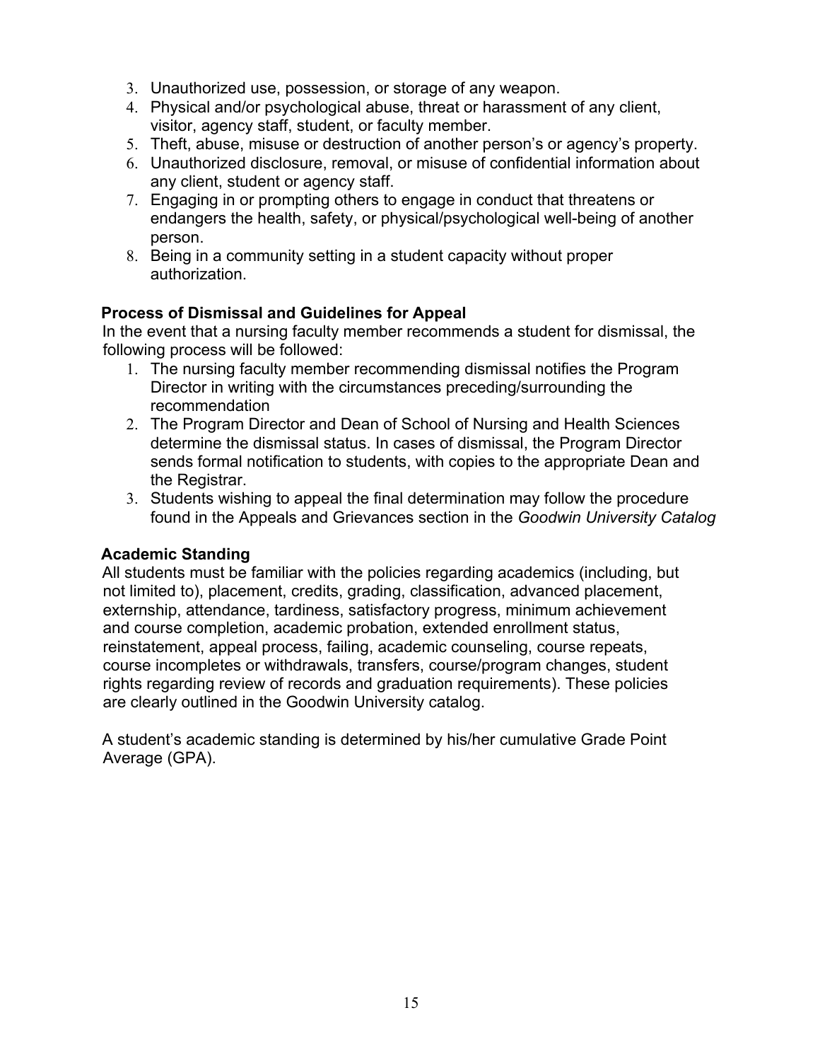3. Unauthorized use, possession, or storage of any weapon.
4. Physical and/or psychological abuse, threat or harassment of any client, visitor, agency staff, student, or faculty member.
5. Theft, abuse, misuse or destruction of another person's or agency's property.
6. Unauthorized disclosure, removal, or misuse of confidential information about any client, student or agency staff.
7. Engaging in or prompting others to engage in conduct that threatens or endangers the health, safety, or physical/psychological well-being of another person.
8. Being in a community setting in a student capacity without proper authorization.

**Process of Dismissal and Guidelines for Appeal**

In the event that a nursing faculty member recommends a student for dismissal, the following process will be followed:

1. The nursing faculty member recommending dismissal notifies the Program Director in writing with the circumstances preceding/surrounding the recommendation
2. The Program Director and Dean of School of Nursing and Health Sciences determine the dismissal status. In cases of dismissal, the Program Director sends formal notification to students, with copies to the appropriate Dean and the Registrar.
3. Students wishing to appeal the final determination may follow the procedure found in the Appeals and Grievances section in the *Goodwin University Catalog*

**Academic Standing**

All students must be familiar with the policies regarding academics (including, but not limited to), placement, credits, grading, classification, advanced placement, externship, attendance, tardiness, satisfactory progress, minimum achievement and course completion, academic probation, extended enrollment status, reinstatement, appeal process, failing, academic counseling, course repeats, course incompletes or withdrawals, transfers, course/program changes, student rights regarding review of records and graduation requirements). These policies are clearly outlined in the Goodwin University catalog.

A student's academic standing is determined by his/her cumulative Grade Point Average (GPA).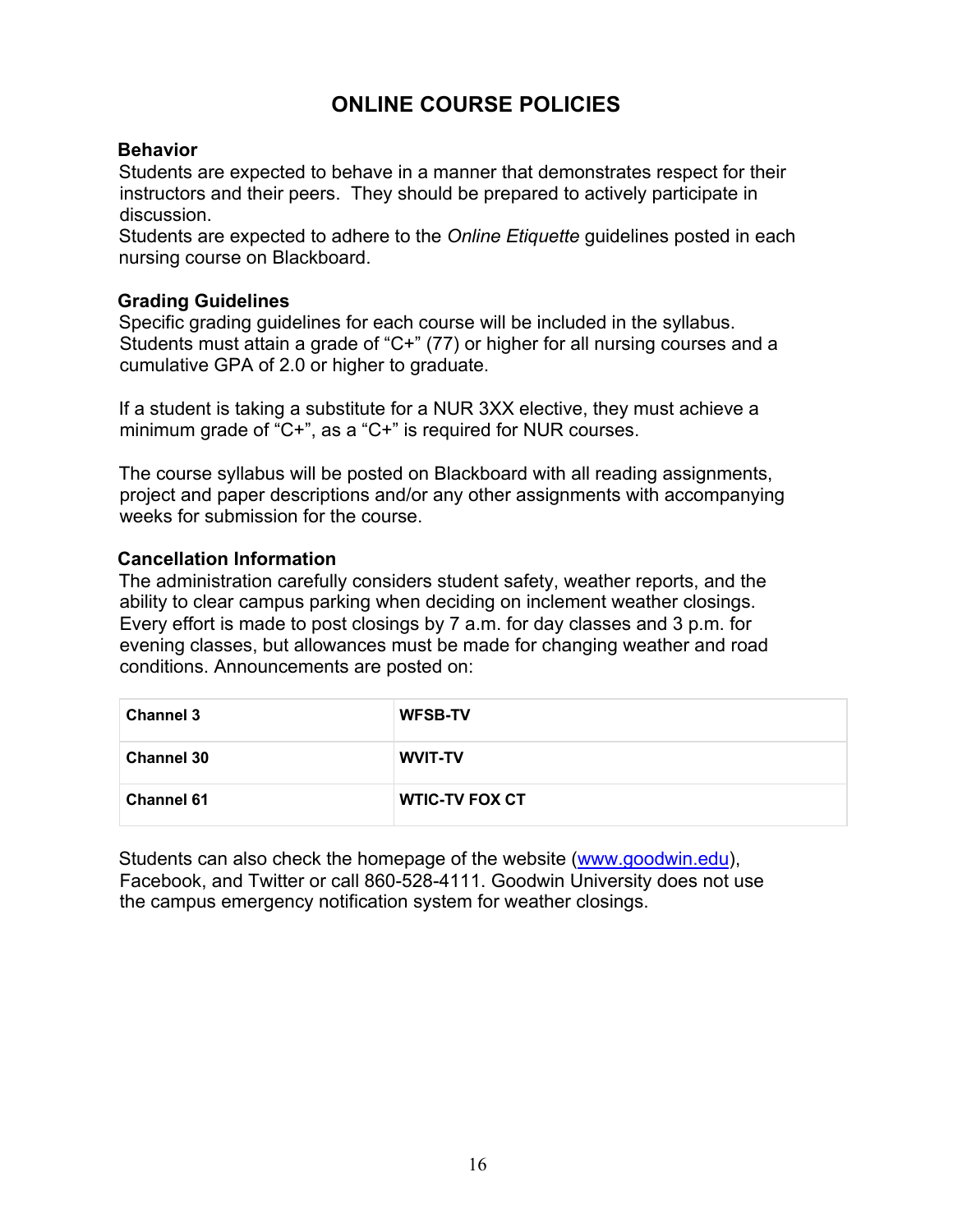# ONLINE COURSE POLICIES

### Behavior

Students are expected to behave in a manner that demonstrates respect for their instructors and their peers. They should be prepared to actively participate in discussion.

Students are expected to adhere to the *Online Etiquette* guidelines posted in each nursing course on Blackboard.

### Grading Guidelines

Specific grading guidelines for each course will be included in the syllabus. Students must attain a grade of "C+" (77) or higher for all nursing courses and a cumulative GPA of 2.0 or higher to graduate.

If a student is taking a substitute for a NUR 3XX elective, they must achieve a minimum grade of "C+", as a "C+" is required for NUR courses.

The course syllabus will be posted on Blackboard with all reading assignments, project and paper descriptions and/or any other assignments with accompanying weeks for submission for the course.

### Cancellation Information

The administration carefully considers student safety, weather reports, and the ability to clear campus parking when deciding on inclement weather closings. Every effort is made to post closings by 7 a.m. for day classes and 3 p.m. for evening classes, but allowances must be made for changing weather and road conditions. Announcements are posted on:

| | |
|---|---|
| **Channel 3** | **WFSB-TV** |
| **Channel 30** | **WVIT-TV** |
| **Channel 61** | **WTIC-TV FOX CT** |

Students can also check the homepage of the website (www.goodwin.edu), Facebook, and Twitter or call 860-528-4111. Goodwin University does not use the campus emergency notification system for weather closings.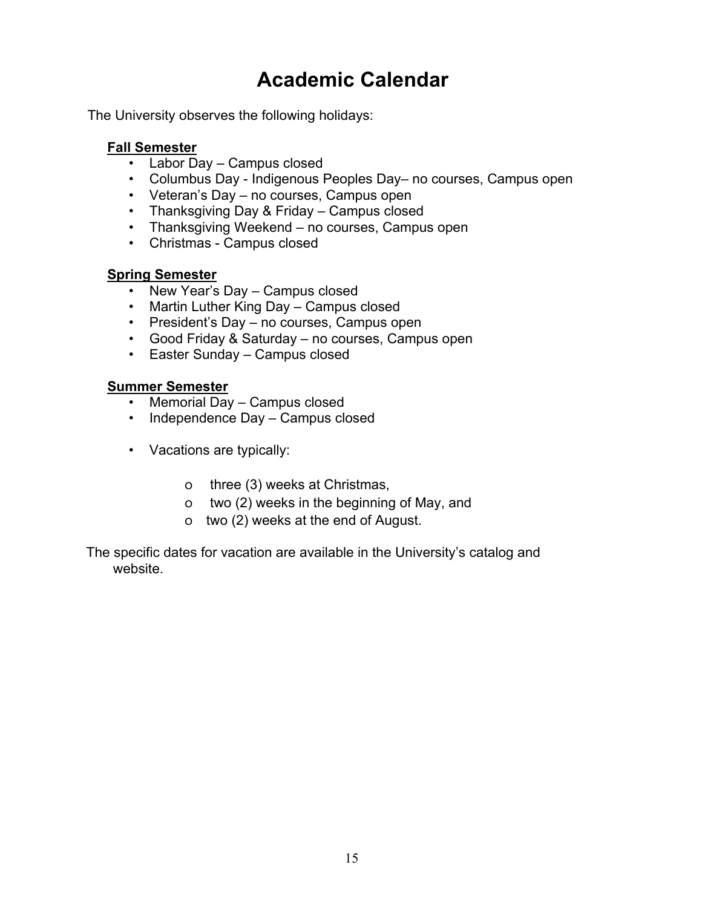# Academic Calendar

The University observes the following holidays:

**Fall Semester**

- Labor Day – Campus closed
- Columbus Day - Indigenous Peoples Day– no courses, Campus open
- Veteran's Day – no courses, Campus open
- Thanksgiving Day & Friday – Campus closed
- Thanksgiving Weekend – no courses, Campus open
- Christmas - Campus closed

**Spring Semester**

- New Year's Day – Campus closed
- Martin Luther King Day – Campus closed
- President's Day – no courses, Campus open
- Good Friday & Saturday – no courses, Campus open
- Easter Sunday – Campus closed

**Summer Semester**

- Memorial Day – Campus closed
- Independence Day – Campus closed

- Vacations are typically:
  - three (3) weeks at Christmas,
  - two (2) weeks in the beginning of May, and
  - two (2) weeks at the end of August.

The specific dates for vacation are available in the University's catalog and website.